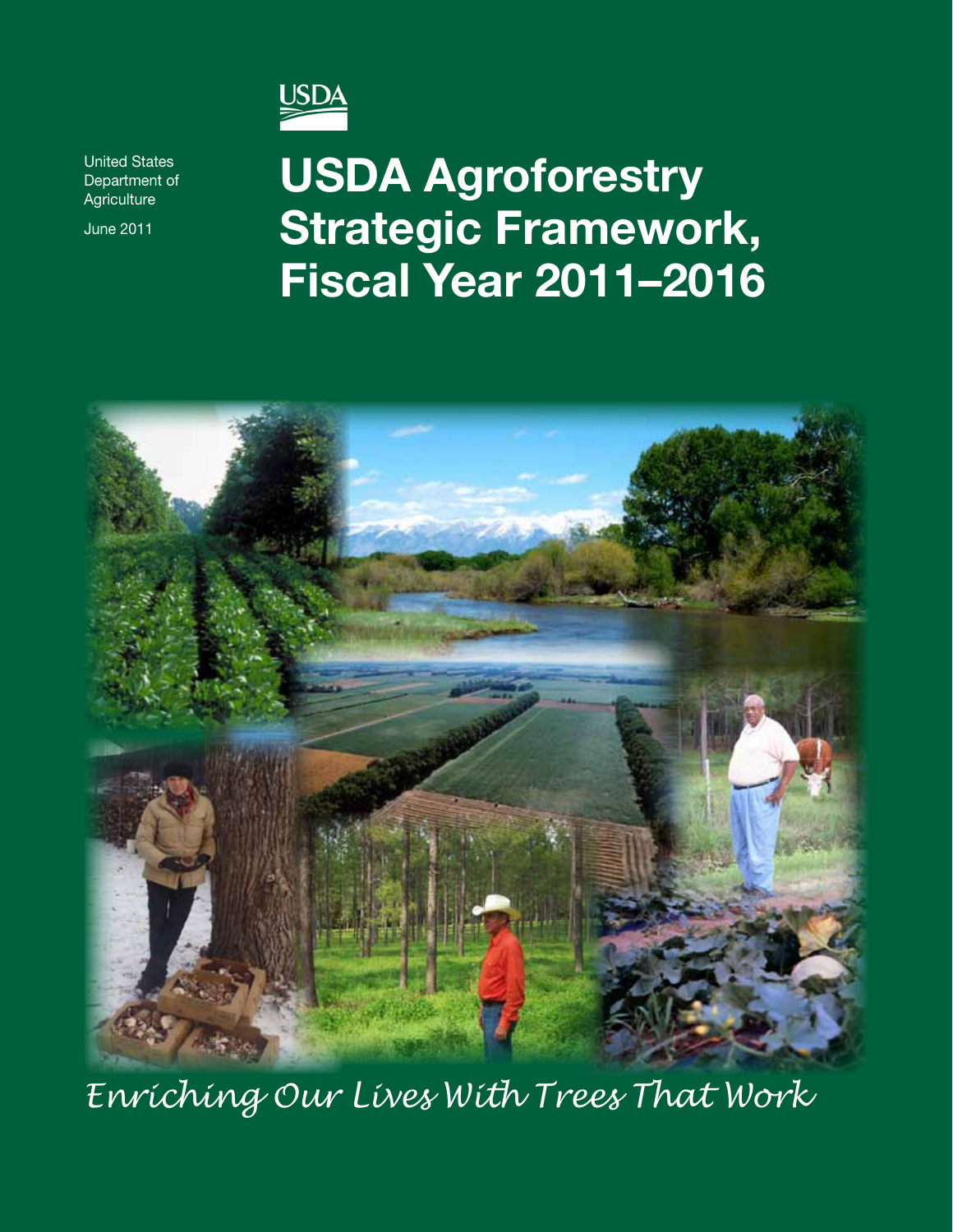USDA

United States Department of Agriculture

June 2011

# USDA Agroforestry Strategic Framework, Fiscal Year 2011–2016

*Enriching Our Lives With Trees That Work*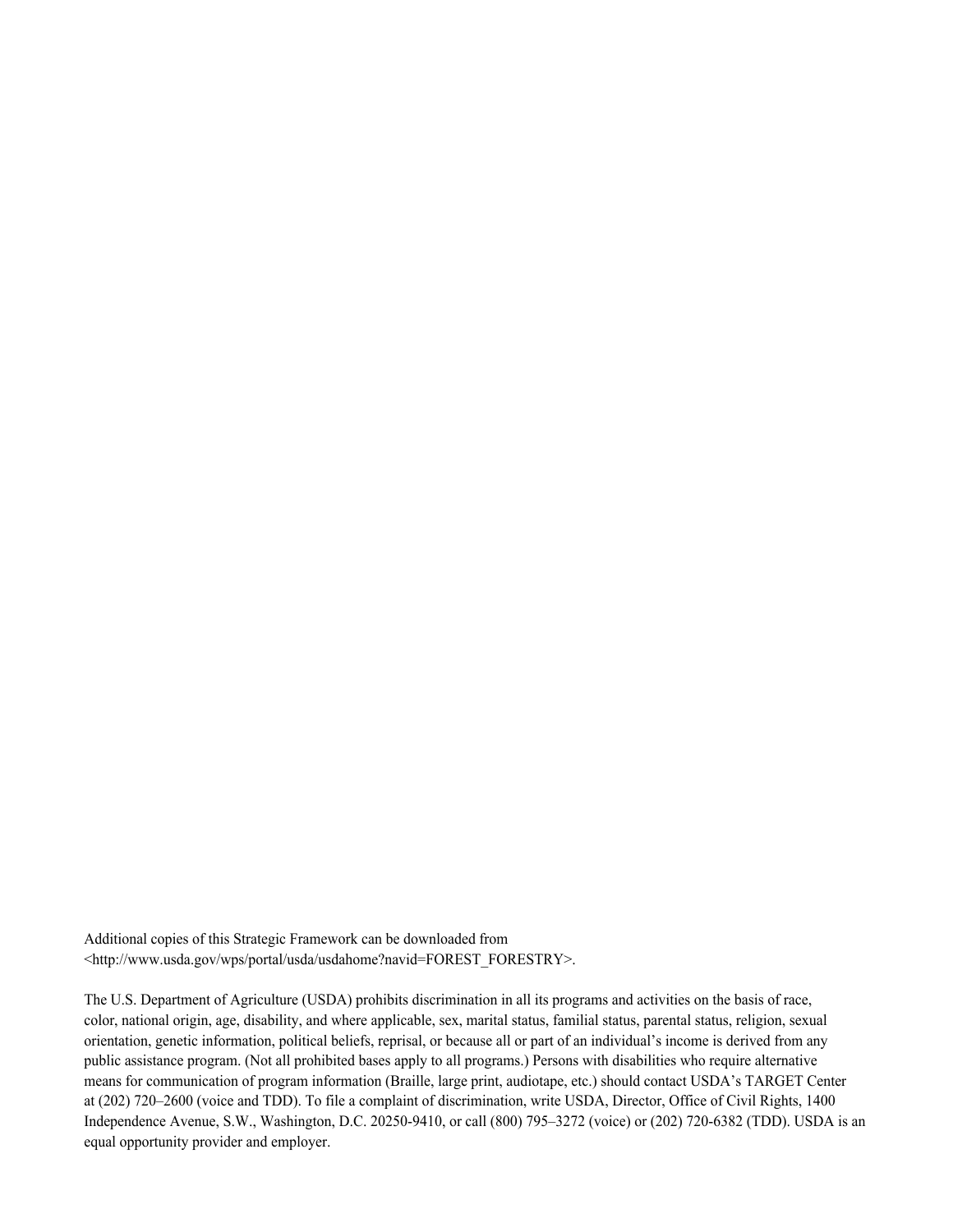Additional copies of this Strategic Framework can be downloaded from <http://www.usda.gov/wps/portal/usda/usdahome?navid=FOREST_FORESTRY>.

The U.S. Department of Agriculture (USDA) prohibits discrimination in all its programs and activities on the basis of race, color, national origin, age, disability, and where applicable, sex, marital status, familial status, parental status, religion, sexual orientation, genetic information, political beliefs, reprisal, or because all or part of an individual's income is derived from any public assistance program. (Not all prohibited bases apply to all programs.) Persons with disabilities who require alternative means for communication of program information (Braille, large print, audiotape, etc.) should contact USDA's TARGET Center at (202) 720–2600 (voice and TDD). To file a complaint of discrimination, write USDA, Director, Office of Civil Rights, 1400 Independence Avenue, S.W., Washington, D.C. 20250-9410, or call (800) 795–3272 (voice) or (202) 720-6382 (TDD). USDA is an equal opportunity provider and employer.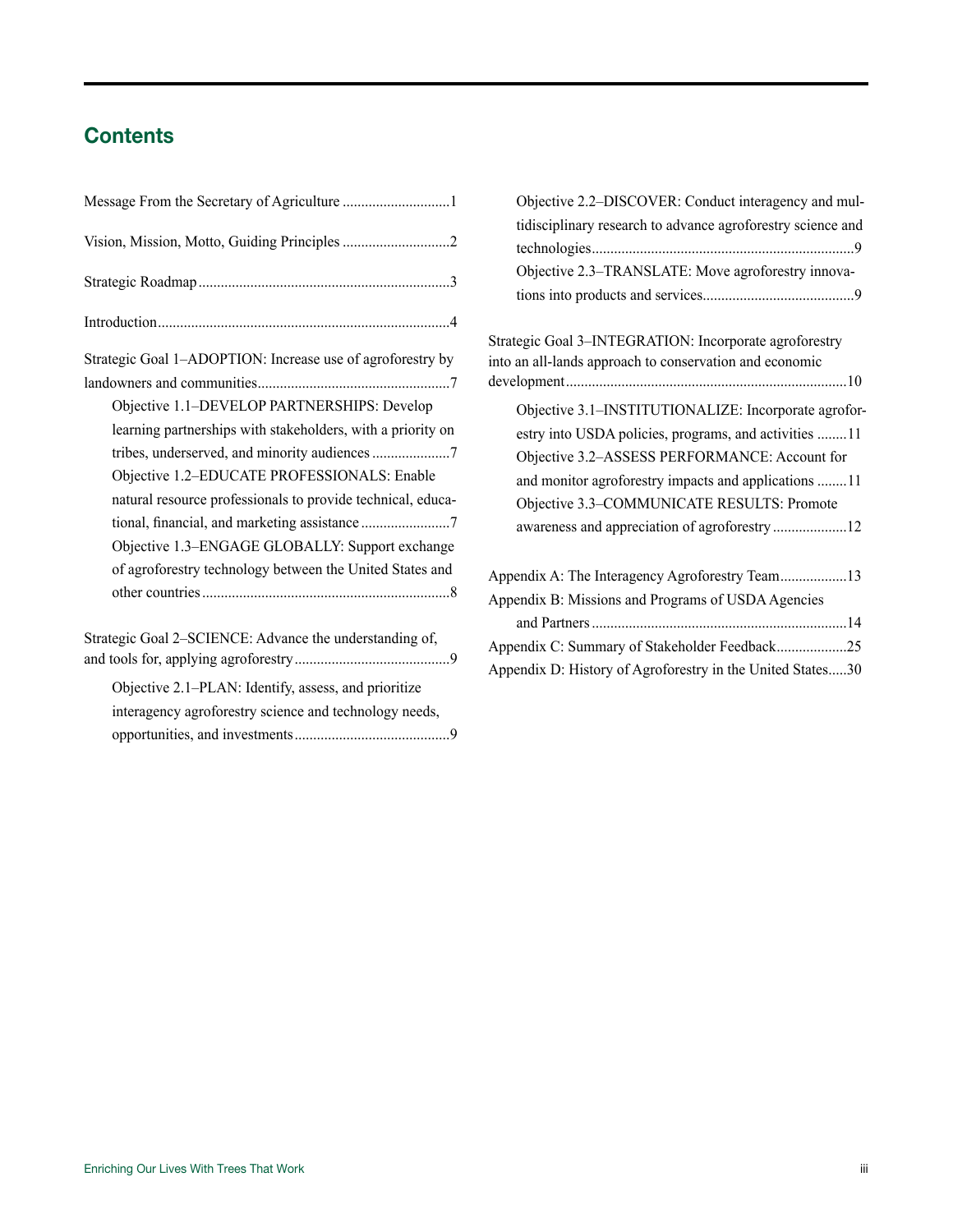## Contents

Message From the Secretary of Agriculture ............................1

Vision, Mission, Motto, Guiding Principles ............................2

Strategic Roadmap ...................................................................3

Introduction..............................................................................4

Strategic Goal 1–ADOPTION: Increase use of agroforestry by landowners and communities...................................................7

- Objective 1.1–DEVELOP PARTNERSHIPS: Develop learning partnerships with stakeholders, with a priority on tribes, underserved, and minority audiences .....................7
- Objective 1.2–EDUCATE PROFESSIONALS: Enable natural resource professionals to provide technical, educational, financial, and marketing assistance ........................7
- Objective 1.3–ENGAGE GLOBALLY: Support exchange of agroforestry technology between the United States and other countries ..................................................................8

Strategic Goal 2–SCIENCE: Advance the understanding of, and tools for, applying agroforestry..........................................9

- Objective 2.1–PLAN: Identify, assess, and prioritize interagency agroforestry science and technology needs, opportunities, and investments.........................................9
- Objective 2.2–DISCOVER: Conduct interagency and multidisciplinary research to advance agroforestry science and technologies......................................................................9
- Objective 2.3–TRANSLATE: Move agroforestry innovations into products and services.........................................9

Strategic Goal 3–INTEGRATION: Incorporate agroforestry into an all-lands approach to conservation and economic development...........................................................................10

- Objective 3.1–INSTITUTIONALIZE: Incorporate agroforestry into USDA policies, programs, and activities ........11
- Objective 3.2–ASSESS PERFORMANCE: Account for and monitor agroforestry impacts and applications ........11
- Objective 3.3–COMMUNICATE RESULTS: Promote awareness and appreciation of agroforestry ....................12

Appendix A: The Interagency Agroforestry Team..................13

Appendix B: Missions and Programs of USDA Agencies and Partners ....................................................................14

Appendix C: Summary of Stakeholder Feedback...................25

Appendix D: History of Agroforestry in the United States.....30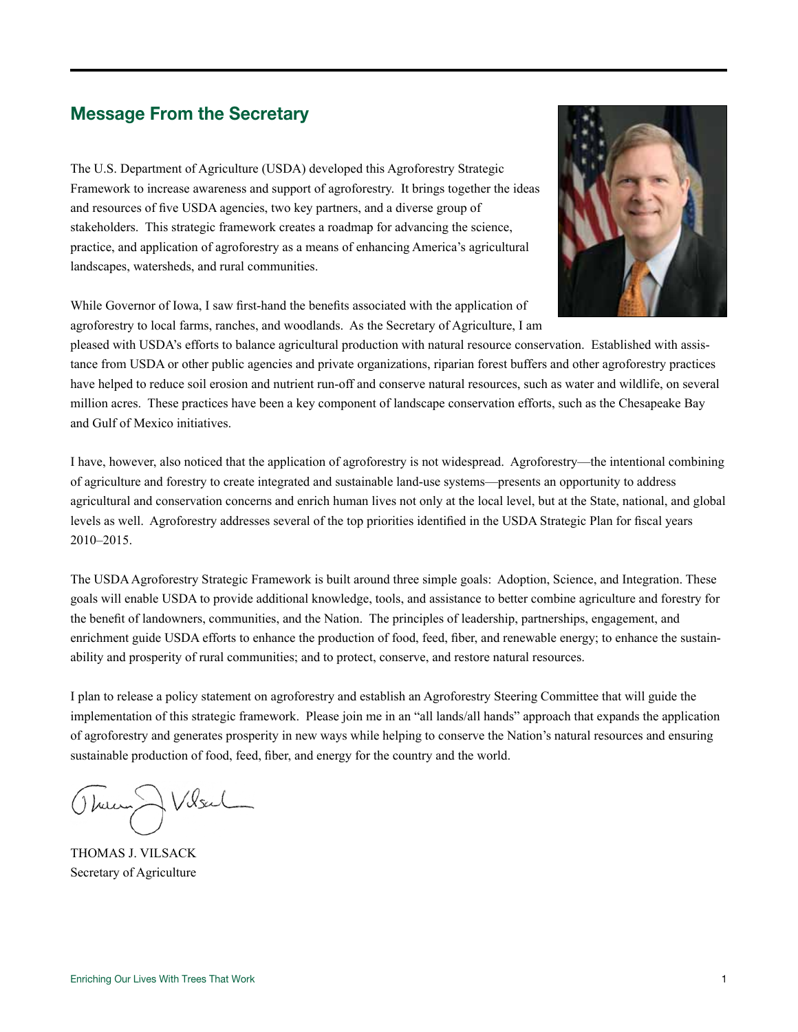## Message From the Secretary

The U.S. Department of Agriculture (USDA) developed this Agroforestry Strategic Framework to increase awareness and support of agroforestry. It brings together the ideas and resources of five USDA agencies, two key partners, and a diverse group of stakeholders. This strategic framework creates a roadmap for advancing the science, practice, and application of agroforestry as a means of enhancing America's agricultural landscapes, watersheds, and rural communities.

While Governor of Iowa, I saw first-hand the benefits associated with the application of agroforestry to local farms, ranches, and woodlands. As the Secretary of Agriculture, I am pleased with USDA's efforts to balance agricultural production with natural resource conservation. Established with assistance from USDA or other public agencies and private organizations, riparian forest buffers and other agroforestry practices have helped to reduce soil erosion and nutrient run-off and conserve natural resources, such as water and wildlife, on several million acres. These practices have been a key component of landscape conservation efforts, such as the Chesapeake Bay and Gulf of Mexico initiatives.

I have, however, also noticed that the application of agroforestry is not widespread. Agroforestry—the intentional combining of agriculture and forestry to create integrated and sustainable land-use systems—presents an opportunity to address agricultural and conservation concerns and enrich human lives not only at the local level, but at the State, national, and global levels as well. Agroforestry addresses several of the top priorities identified in the USDA Strategic Plan for fiscal years 2010–2015.

The USDA Agroforestry Strategic Framework is built around three simple goals: Adoption, Science, and Integration. These goals will enable USDA to provide additional knowledge, tools, and assistance to better combine agriculture and forestry for the benefit of landowners, communities, and the Nation. The principles of leadership, partnerships, engagement, and enrichment guide USDA efforts to enhance the production of food, feed, fiber, and renewable energy; to enhance the sustainability and prosperity of rural communities; and to protect, conserve, and restore natural resources.

I plan to release a policy statement on agroforestry and establish an Agroforestry Steering Committee that will guide the implementation of this strategic framework. Please join me in an "all lands/all hands" approach that expands the application of agroforestry and generates prosperity in new ways while helping to conserve the Nation's natural resources and ensuring sustainable production of food, feed, fiber, and energy for the country and the world.

THOMAS J. VILSACK  
Secretary of Agriculture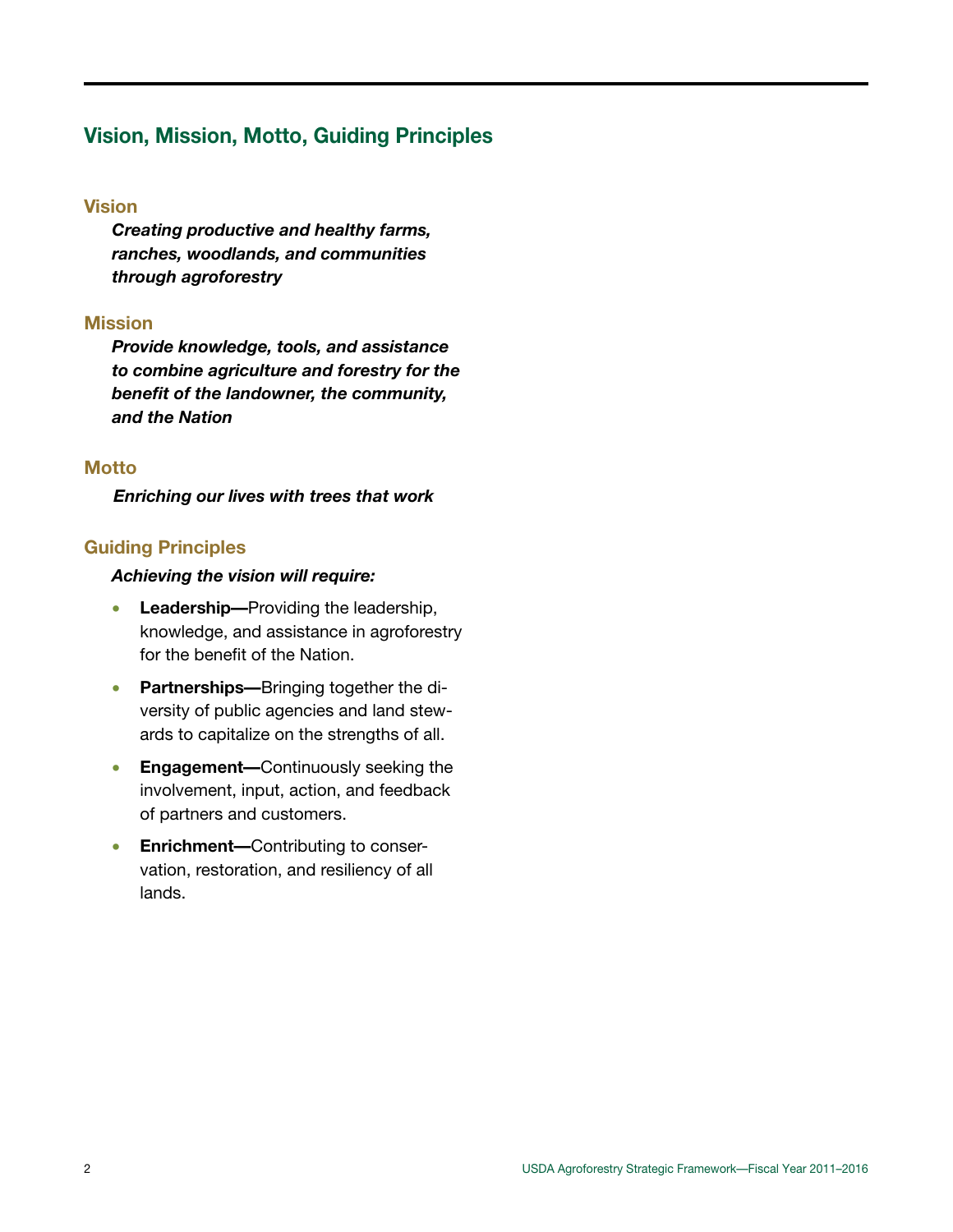## Vision, Mission, Motto, Guiding Principles

### Vision

***Creating productive and healthy farms, ranches, woodlands, and communities through agroforestry***

### Mission

***Provide knowledge, tools, and assistance to combine agriculture and forestry for the benefit of the landowner, the community, and the Nation***

### Motto

***Enriching our lives with trees that work***

### Guiding Principles

***Achieving the vision will require:***

- **Leadership—**Providing the leadership, knowledge, and assistance in agroforestry for the benefit of the Nation.
- **Partnerships—**Bringing together the diversity of public agencies and land stewards to capitalize on the strengths of all.
- **Engagement—**Continuously seeking the involvement, input, action, and feedback of partners and customers.
- **Enrichment—**Contributing to conservation, restoration, and resiliency of all lands.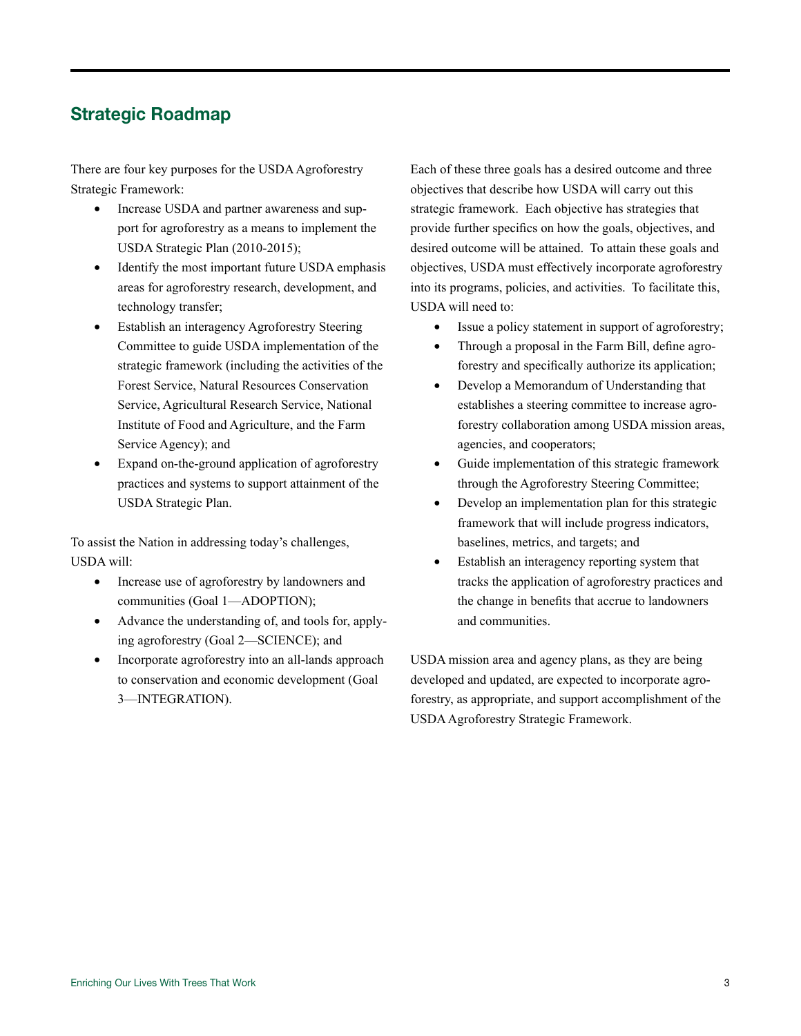## Strategic Roadmap

There are four key purposes for the USDA Agroforestry Strategic Framework:

- Increase USDA and partner awareness and support for agroforestry as a means to implement the USDA Strategic Plan (2010-2015);
- Identify the most important future USDA emphasis areas for agroforestry research, development, and technology transfer;
- Establish an interagency Agroforestry Steering Committee to guide USDA implementation of the strategic framework (including the activities of the Forest Service, Natural Resources Conservation Service, Agricultural Research Service, National Institute of Food and Agriculture, and the Farm Service Agency); and
- Expand on-the-ground application of agroforestry practices and systems to support attainment of the USDA Strategic Plan.

To assist the Nation in addressing today's challenges, USDA will:

- Increase use of agroforestry by landowners and communities (Goal 1—ADOPTION);
- Advance the understanding of, and tools for, applying agroforestry (Goal 2—SCIENCE); and
- Incorporate agroforestry into an all-lands approach to conservation and economic development (Goal 3—INTEGRATION).

Each of these three goals has a desired outcome and three objectives that describe how USDA will carry out this strategic framework. Each objective has strategies that provide further specifics on how the goals, objectives, and desired outcome will be attained. To attain these goals and objectives, USDA must effectively incorporate agroforestry into its programs, policies, and activities. To facilitate this, USDA will need to:

- Issue a policy statement in support of agroforestry;
- Through a proposal in the Farm Bill, define agroforestry and specifically authorize its application;
- Develop a Memorandum of Understanding that establishes a steering committee to increase agroforestry collaboration among USDA mission areas, agencies, and cooperators;
- Guide implementation of this strategic framework through the Agroforestry Steering Committee;
- Develop an implementation plan for this strategic framework that will include progress indicators, baselines, metrics, and targets; and
- Establish an interagency reporting system that tracks the application of agroforestry practices and the change in benefits that accrue to landowners and communities.

USDA mission area and agency plans, as they are being developed and updated, are expected to incorporate agroforestry, as appropriate, and support accomplishment of the USDA Agroforestry Strategic Framework.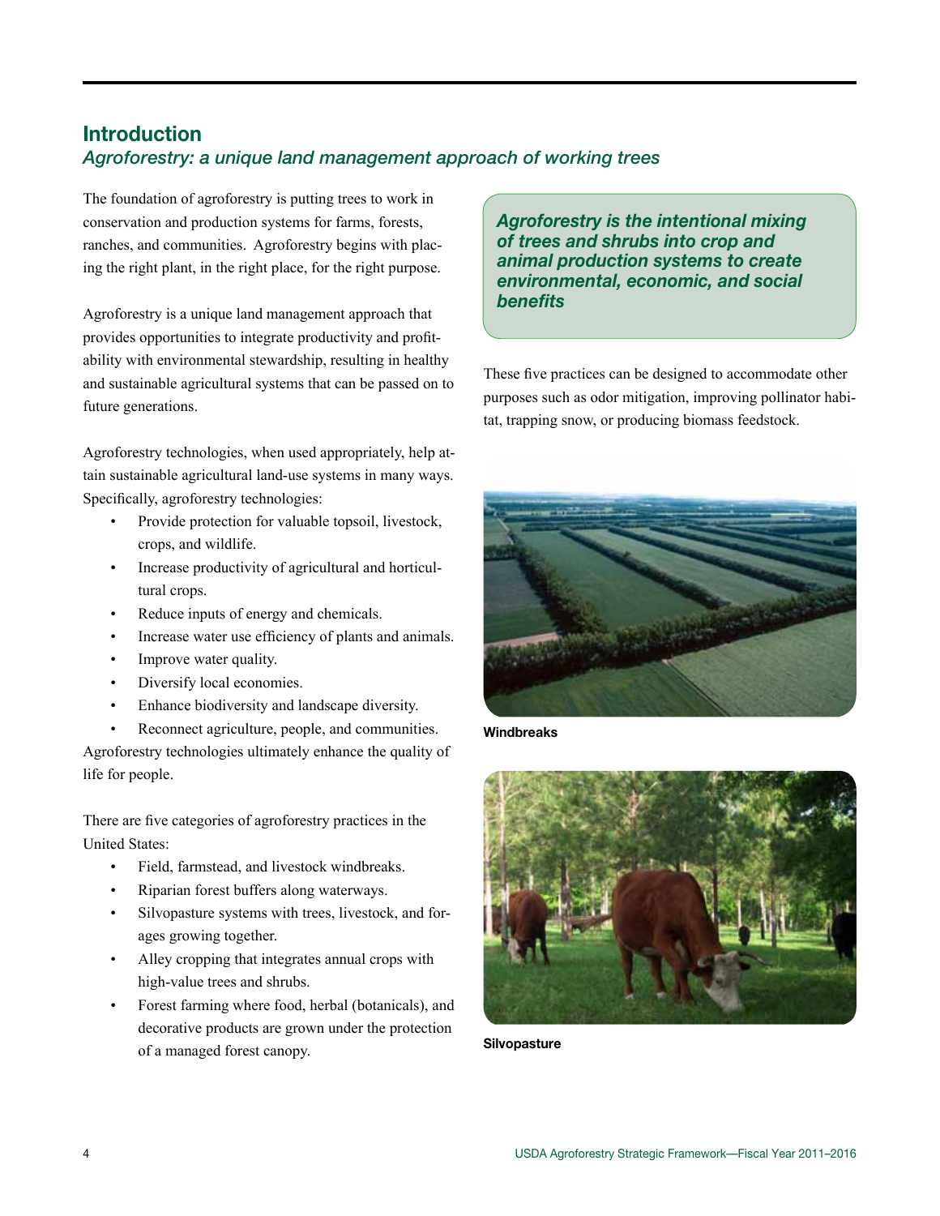## Introduction

### *Agroforestry: a unique land management approach of working trees*

The foundation of agroforestry is putting trees to work in conservation and production systems for farms, forests, ranches, and communities. Agroforestry begins with placing the right plant, in the right place, for the right purpose.

Agroforestry is a unique land management approach that provides opportunities to integrate productivity and profitability with environmental stewardship, resulting in healthy and sustainable agricultural systems that can be passed on to future generations.

Agroforestry technologies, when used appropriately, help attain sustainable agricultural land-use systems in many ways. Specifically, agroforestry technologies:

- Provide protection for valuable topsoil, livestock, crops, and wildlife.
- Increase productivity of agricultural and horticultural crops.
- Reduce inputs of energy and chemicals.
- Increase water use efficiency of plants and animals.
- Improve water quality.
- Diversify local economies.
- Enhance biodiversity and landscape diversity.
- Reconnect agriculture, people, and communities.

Agroforestry technologies ultimately enhance the quality of life for people.

There are five categories of agroforestry practices in the United States:

- Field, farmstead, and livestock windbreaks.
- Riparian forest buffers along waterways.
- Silvopasture systems with trees, livestock, and forages growing together.
- Alley cropping that integrates annual crops with high-value trees and shrubs.
- Forest farming where food, herbal (botanicals), and decorative products are grown under the protection of a managed forest canopy.

***Agroforestry is the intentional mixing of trees and shrubs into crop and animal production systems to create environmental, economic, and social benefits***

These five practices can be designed to accommodate other purposes such as odor mitigation, improving pollinator habitat, trapping snow, or producing biomass feedstock.

**Windbreaks**

**Silvopasture**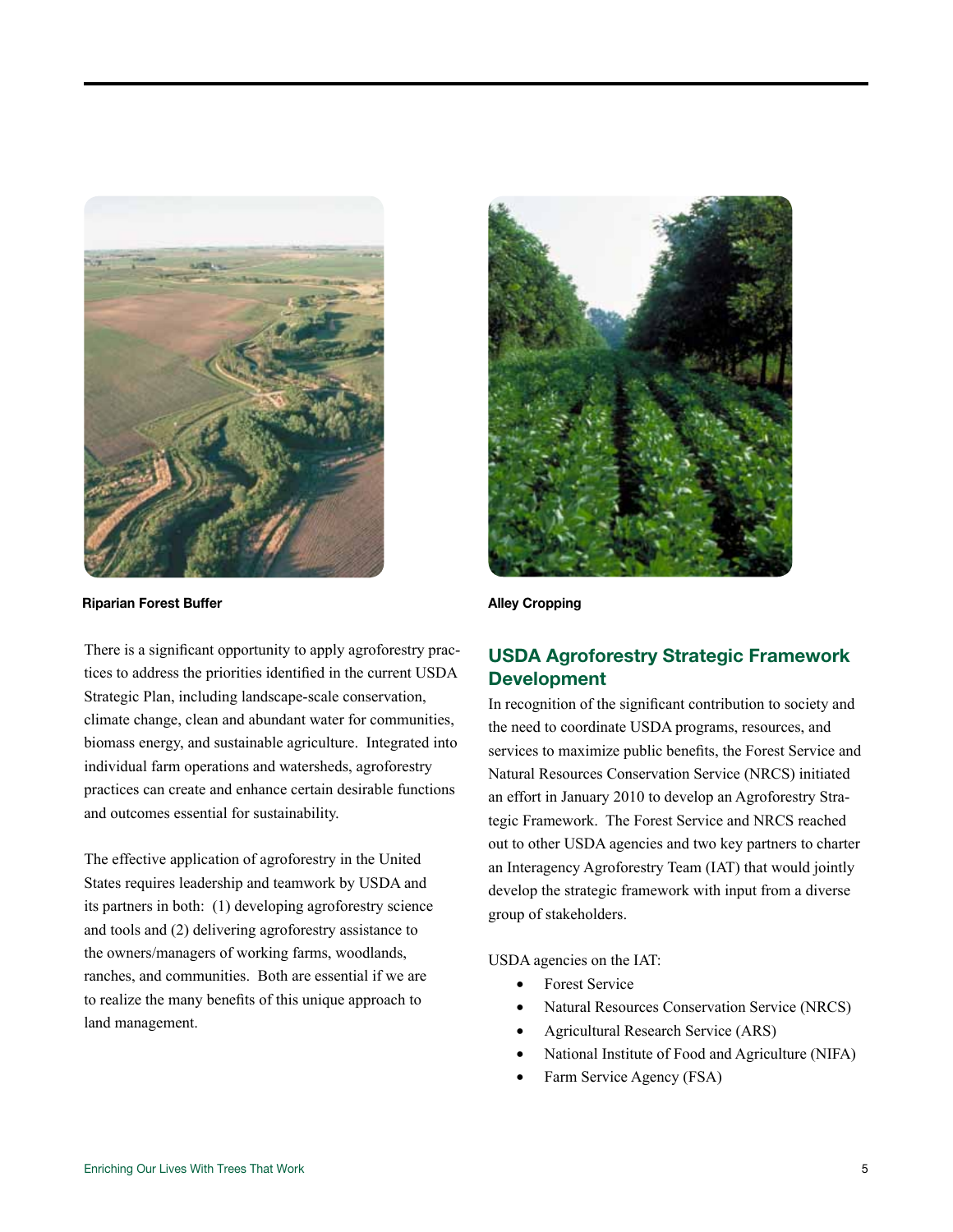Riparian Forest Buffer

Alley Cropping

There is a significant opportunity to apply agroforestry practices to address the priorities identified in the current USDA Strategic Plan, including landscape-scale conservation, climate change, clean and abundant water for communities, biomass energy, and sustainable agriculture. Integrated into individual farm operations and watersheds, agroforestry practices can create and enhance certain desirable functions and outcomes essential for sustainability.

The effective application of agroforestry in the United States requires leadership and teamwork by USDA and its partners in both: (1) developing agroforestry science and tools and (2) delivering agroforestry assistance to the owners/managers of working farms, woodlands, ranches, and communities. Both are essential if we are to realize the many benefits of this unique approach to land management.

## USDA Agroforestry Strategic Framework Development

In recognition of the significant contribution to society and the need to coordinate USDA programs, resources, and services to maximize public benefits, the Forest Service and Natural Resources Conservation Service (NRCS) initiated an effort in January 2010 to develop an Agroforestry Strategic Framework. The Forest Service and NRCS reached out to other USDA agencies and two key partners to charter an Interagency Agroforestry Team (IAT) that would jointly develop the strategic framework with input from a diverse group of stakeholders.

USDA agencies on the IAT:

- Forest Service
- Natural Resources Conservation Service (NRCS)
- Agricultural Research Service (ARS)
- National Institute of Food and Agriculture (NIFA)
- Farm Service Agency (FSA)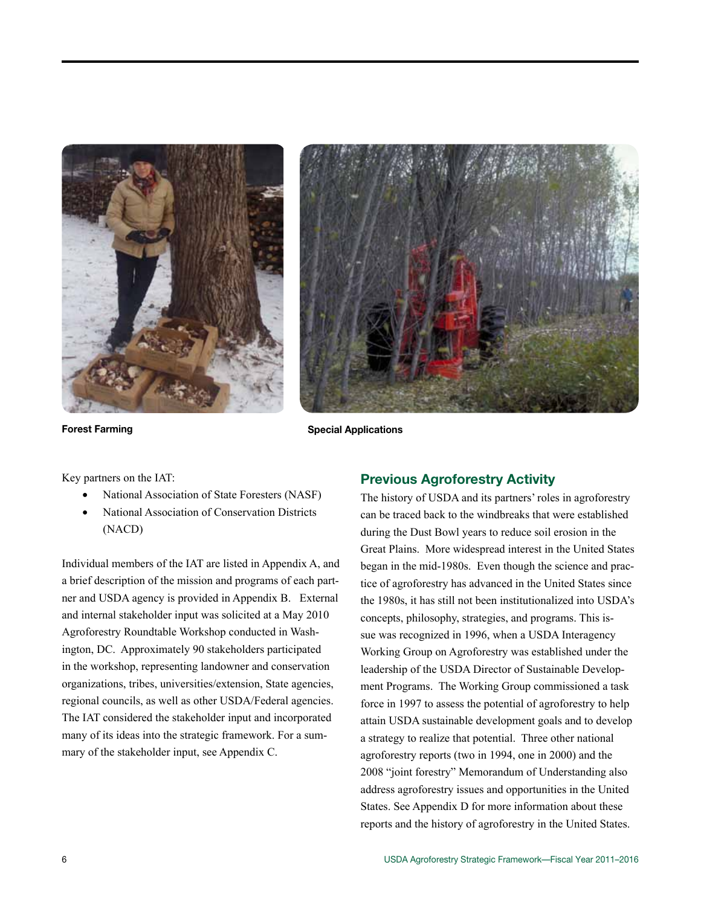Forest Farming

Special Applications

Key partners on the IAT:

- National Association of State Foresters (NASF)
- National Association of Conservation Districts (NACD)

Individual members of the IAT are listed in Appendix A, and a brief description of the mission and programs of each partner and USDA agency is provided in Appendix B. External and internal stakeholder input was solicited at a May 2010 Agroforestry Roundtable Workshop conducted in Washington, DC. Approximately 90 stakeholders participated in the workshop, representing landowner and conservation organizations, tribes, universities/extension, State agencies, regional councils, as well as other USDA/Federal agencies. The IAT considered the stakeholder input and incorporated many of its ideas into the strategic framework. For a summary of the stakeholder input, see Appendix C.

## Previous Agroforestry Activity

The history of USDA and its partners' roles in agroforestry can be traced back to the windbreaks that were established during the Dust Bowl years to reduce soil erosion in the Great Plains. More widespread interest in the United States began in the mid-1980s. Even though the science and practice of agroforestry has advanced in the United States since the 1980s, it has still not been institutionalized into USDA's concepts, philosophy, strategies, and programs. This issue was recognized in 1996, when a USDA Interagency Working Group on Agroforestry was established under the leadership of the USDA Director of Sustainable Development Programs. The Working Group commissioned a task force in 1997 to assess the potential of agroforestry to help attain USDA sustainable development goals and to develop a strategy to realize that potential. Three other national agroforestry reports (two in 1994, one in 2000) and the 2008 "joint forestry" Memorandum of Understanding also address agroforestry issues and opportunities in the United States. See Appendix D for more information about these reports and the history of agroforestry in the United States.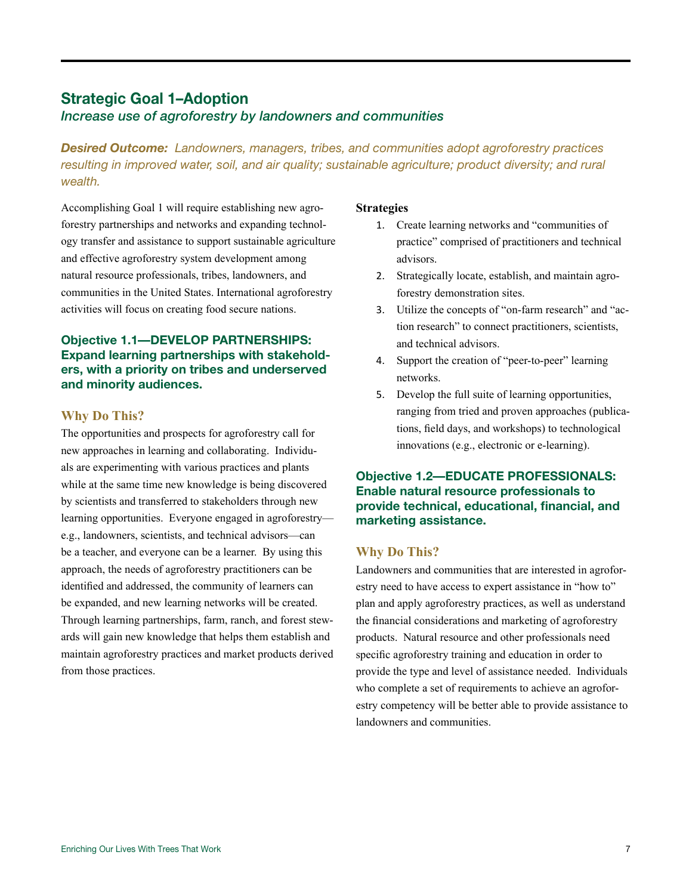## Strategic Goal 1–Adoption

*Increase use of agroforestry by landowners and communities*

***Desired Outcome:*** *Landowners, managers, tribes, and communities adopt agroforestry practices resulting in improved water, soil, and air quality; sustainable agriculture; product diversity; and rural wealth.*

Accomplishing Goal 1 will require establishing new agroforestry partnerships and networks and expanding technology transfer and assistance to support sustainable agriculture and effective agroforestry system development among natural resource professionals, tribes, landowners, and communities in the United States. International agroforestry activities will focus on creating food secure nations.

### Objective 1.1—DEVELOP PARTNERSHIPS: Expand learning partnerships with stakeholders, with a priority on tribes and underserved and minority audiences.

#### Why Do This?

The opportunities and prospects for agroforestry call for new approaches in learning and collaborating. Individuals are experimenting with various practices and plants while at the same time new knowledge is being discovered by scientists and transferred to stakeholders through new learning opportunities. Everyone engaged in agroforestry—e.g., landowners, scientists, and technical advisors—can be a teacher, and everyone can be a learner. By using this approach, the needs of agroforestry practitioners can be identified and addressed, the community of learners can be expanded, and new learning networks will be created. Through learning partnerships, farm, ranch, and forest stewards will gain new knowledge that helps them establish and maintain agroforestry practices and market products derived from those practices.

**Strategies**

1. Create learning networks and "communities of practice" comprised of practitioners and technical advisors.
2. Strategically locate, establish, and maintain agroforestry demonstration sites.
3. Utilize the concepts of "on-farm research" and "action research" to connect practitioners, scientists, and technical advisors.
4. Support the creation of "peer-to-peer" learning networks.
5. Develop the full suite of learning opportunities, ranging from tried and proven approaches (publications, field days, and workshops) to technological innovations (e.g., electronic or e-learning).

### Objective 1.2—EDUCATE PROFESSIONALS: Enable natural resource professionals to provide technical, educational, financial, and marketing assistance.

#### Why Do This?

Landowners and communities that are interested in agroforestry need to have access to expert assistance in "how to" plan and apply agroforestry practices, as well as understand the financial considerations and marketing of agroforestry products. Natural resource and other professionals need specific agroforestry training and education in order to provide the type and level of assistance needed. Individuals who complete a set of requirements to achieve an agroforestry competency will be better able to provide assistance to landowners and communities.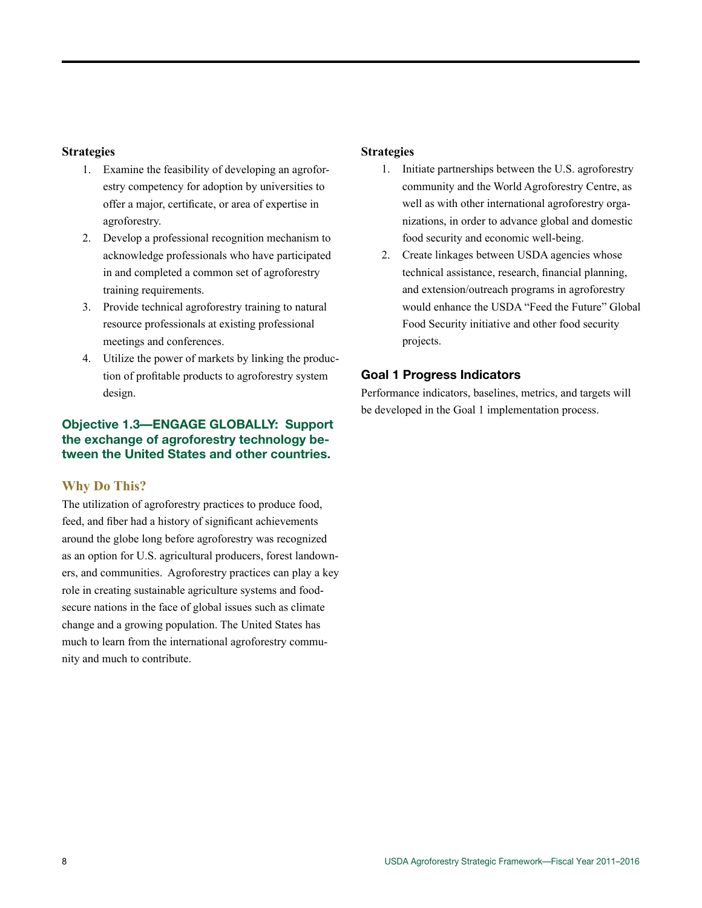### Strategies

1. Examine the feasibility of developing an agroforestry competency for adoption by universities to offer a major, certificate, or area of expertise in agroforestry.
2. Develop a professional recognition mechanism to acknowledge professionals who have participated in and completed a common set of agroforestry training requirements.
3. Provide technical agroforestry training to natural resource professionals at existing professional meetings and conferences.
4. Utilize the power of markets by linking the production of profitable products to agroforestry system design.

## Objective 1.3—ENGAGE GLOBALLY: Support the exchange of agroforestry technology between the United States and other countries.

### Why Do This?

The utilization of agroforestry practices to produce food, feed, and fiber had a history of significant achievements around the globe long before agroforestry was recognized as an option for U.S. agricultural producers, forest landowners, and communities. Agroforestry practices can play a key role in creating sustainable agriculture systems and food-secure nations in the face of global issues such as climate change and a growing population. The United States has much to learn from the international agroforestry community and much to contribute.

### Strategies

1. Initiate partnerships between the U.S. agroforestry community and the World Agroforestry Centre, as well as with other international agroforestry organizations, in order to advance global and domestic food security and economic well-being.
2. Create linkages between USDA agencies whose technical assistance, research, financial planning, and extension/outreach programs in agroforestry would enhance the USDA "Feed the Future" Global Food Security initiative and other food security projects.

## Goal 1 Progress Indicators

Performance indicators, baselines, metrics, and targets will be developed in the Goal 1 implementation process.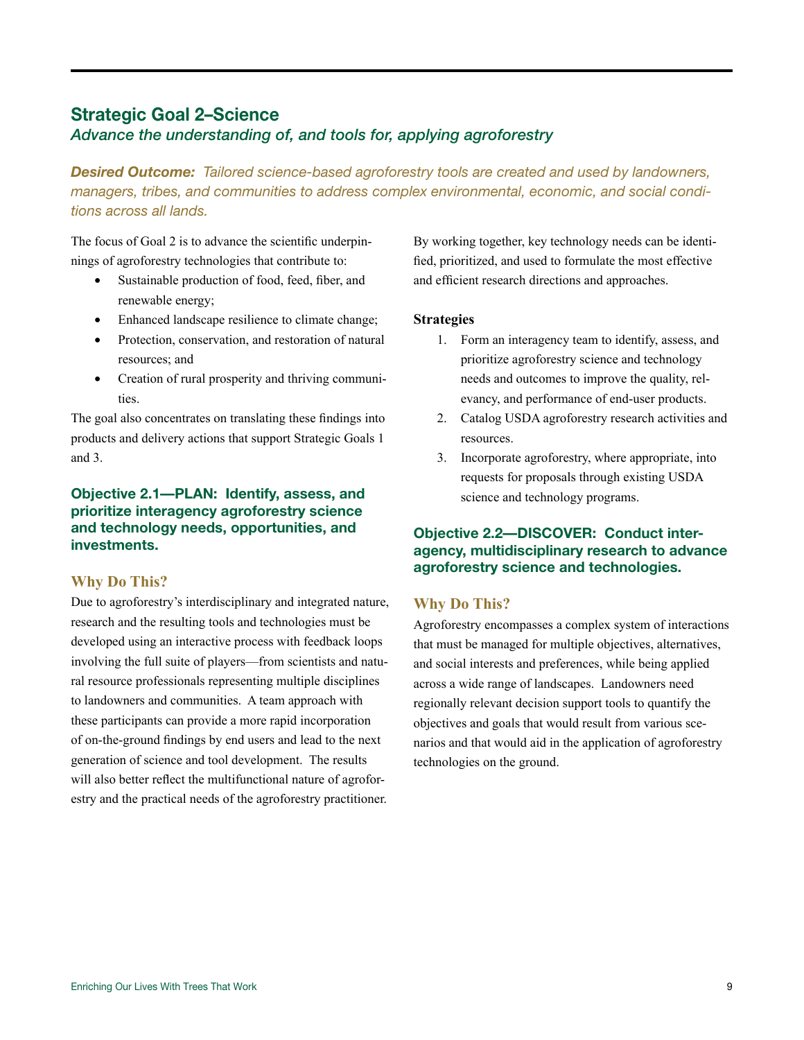## Strategic Goal 2–Science

*Advance the understanding of, and tools for, applying agroforestry*

***Desired Outcome:*** *Tailored science-based agroforestry tools are created and used by landowners, managers, tribes, and communities to address complex environmental, economic, and social conditions across all lands.*

The focus of Goal 2 is to advance the scientific underpinnings of agroforestry technologies that contribute to:

- Sustainable production of food, feed, fiber, and renewable energy;
- Enhanced landscape resilience to climate change;
- Protection, conservation, and restoration of natural resources; and
- Creation of rural prosperity and thriving communities.

The goal also concentrates on translating these findings into products and delivery actions that support Strategic Goals 1 and 3.

### Objective 2.1—PLAN: Identify, assess, and prioritize interagency agroforestry science and technology needs, opportunities, and investments.

#### Why Do This?

Due to agroforestry's interdisciplinary and integrated nature, research and the resulting tools and technologies must be developed using an interactive process with feedback loops involving the full suite of players—from scientists and natural resource professionals representing multiple disciplines to landowners and communities. A team approach with these participants can provide a more rapid incorporation of on-the-ground findings by end users and lead to the next generation of science and tool development. The results will also better reflect the multifunctional nature of agroforestry and the practical needs of the agroforestry practitioner. By working together, key technology needs can be identified, prioritized, and used to formulate the most effective and efficient research directions and approaches.

**Strategies**

1. Form an interagency team to identify, assess, and prioritize agroforestry science and technology needs and outcomes to improve the quality, relevancy, and performance of end-user products.
2. Catalog USDA agroforestry research activities and resources.
3. Incorporate agroforestry, where appropriate, into requests for proposals through existing USDA science and technology programs.

### Objective 2.2—DISCOVER: Conduct interagency, multidisciplinary research to advance agroforestry science and technologies.

#### Why Do This?

Agroforestry encompasses a complex system of interactions that must be managed for multiple objectives, alternatives, and social interests and preferences, while being applied across a wide range of landscapes. Landowners need regionally relevant decision support tools to quantify the objectives and goals that would result from various scenarios and that would aid in the application of agroforestry technologies on the ground.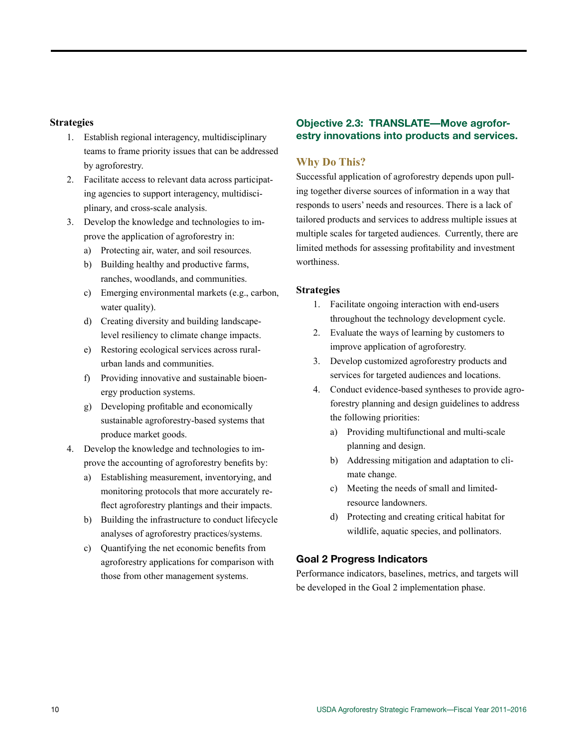**Strategies**

1. Establish regional interagency, multidisciplinary teams to frame priority issues that can be addressed by agroforestry.
2. Facilitate access to relevant data across participating agencies to support interagency, multidisciplinary, and cross-scale analysis.
3. Develop the knowledge and technologies to improve the application of agroforestry in:
    a) Protecting air, water, and soil resources.
    b) Building healthy and productive farms, ranches, woodlands, and communities.
    c) Emerging environmental markets (e.g., carbon, water quality).
    d) Creating diversity and building landscape-level resiliency to climate change impacts.
    e) Restoring ecological services across rural-urban lands and communities.
    f) Providing innovative and sustainable bioenergy production systems.
    g) Developing profitable and economically sustainable agroforestry-based systems that produce market goods.
4. Develop the knowledge and technologies to improve the accounting of agroforestry benefits by:
    a) Establishing measurement, inventorying, and monitoring protocols that more accurately reflect agroforestry plantings and their impacts.
    b) Building the infrastructure to conduct lifecycle analyses of agroforestry practices/systems.
    c) Quantifying the net economic benefits from agroforestry applications for comparison with those from other management systems.

## Objective 2.3: TRANSLATE—Move agroforestry innovations into products and services.

### Why Do This?

Successful application of agroforestry depends upon pulling together diverse sources of information in a way that responds to users' needs and resources. There is a lack of tailored products and services to address multiple issues at multiple scales for targeted audiences. Currently, there are limited methods for assessing profitability and investment worthiness.

**Strategies**

1. Facilitate ongoing interaction with end-users throughout the technology development cycle.
2. Evaluate the ways of learning by customers to improve application of agroforestry.
3. Develop customized agroforestry products and services for targeted audiences and locations.
4. Conduct evidence-based syntheses to provide agroforestry planning and design guidelines to address the following priorities:
    a) Providing multifunctional and multi-scale planning and design.
    b) Addressing mitigation and adaptation to climate change.
    c) Meeting the needs of small and limited-resource landowners.
    d) Protecting and creating critical habitat for wildlife, aquatic species, and pollinators.

## Goal 2 Progress Indicators

Performance indicators, baselines, metrics, and targets will be developed in the Goal 2 implementation phase.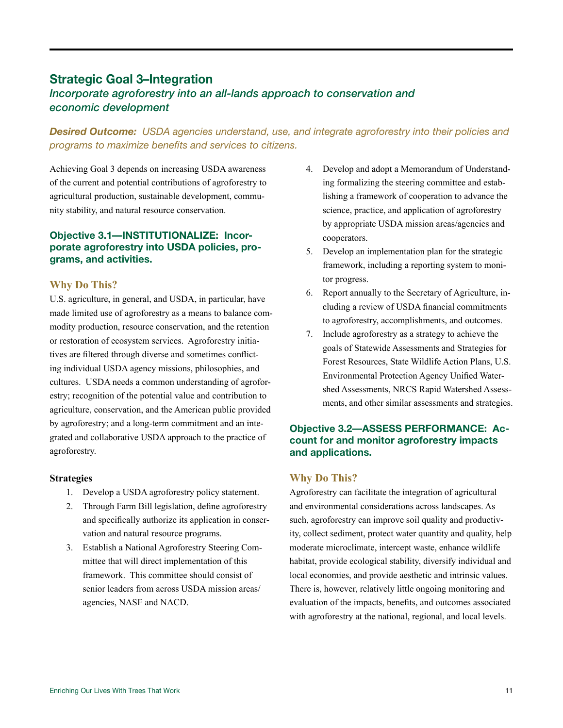## Strategic Goal 3–Integration

### *Incorporate agroforestry into an all-lands approach to conservation and economic development*

***Desired Outcome:*** *USDA agencies understand, use, and integrate agroforestry into their policies and programs to maximize benefits and services to citizens.*

Achieving Goal 3 depends on increasing USDA awareness of the current and potential contributions of agroforestry to agricultural production, sustainable development, community stability, and natural resource conservation.

### Objective 3.1—INSTITUTIONALIZE: Incorporate agroforestry into USDA policies, programs, and activities.

#### Why Do This?

U.S. agriculture, in general, and USDA, in particular, have made limited use of agroforestry as a means to balance commodity production, resource conservation, and the retention or restoration of ecosystem services. Agroforestry initiatives are filtered through diverse and sometimes conflicting individual USDA agency missions, philosophies, and cultures. USDA needs a common understanding of agroforestry; recognition of the potential value and contribution to agriculture, conservation, and the American public provided by agroforestry; and a long-term commitment and an integrated and collaborative USDA approach to the practice of agroforestry.

**Strategies**

1. Develop a USDA agroforestry policy statement.
2. Through Farm Bill legislation, define agroforestry and specifically authorize its application in conservation and natural resource programs.
3. Establish a National Agroforestry Steering Committee that will direct implementation of this framework. This committee should consist of senior leaders from across USDA mission areas/agencies, NASF and NACD.
4. Develop and adopt a Memorandum of Understanding formalizing the steering committee and establishing a framework of cooperation to advance the science, practice, and application of agroforestry by appropriate USDA mission areas/agencies and cooperators.
5. Develop an implementation plan for the strategic framework, including a reporting system to monitor progress.
6. Report annually to the Secretary of Agriculture, including a review of USDA financial commitments to agroforestry, accomplishments, and outcomes.
7. Include agroforestry as a strategy to achieve the goals of Statewide Assessments and Strategies for Forest Resources, State Wildlife Action Plans, U.S. Environmental Protection Agency Unified Watershed Assessments, NRCS Rapid Watershed Assessments, and other similar assessments and strategies.

### Objective 3.2—ASSESS PERFORMANCE: Account for and monitor agroforestry impacts and applications.

#### Why Do This?

Agroforestry can facilitate the integration of agricultural and environmental considerations across landscapes. As such, agroforestry can improve soil quality and productivity, collect sediment, protect water quantity and quality, help moderate microclimate, intercept waste, enhance wildlife habitat, provide ecological stability, diversify individual and local economies, and provide aesthetic and intrinsic values. There is, however, relatively little ongoing monitoring and evaluation of the impacts, benefits, and outcomes associated with agroforestry at the national, regional, and local levels.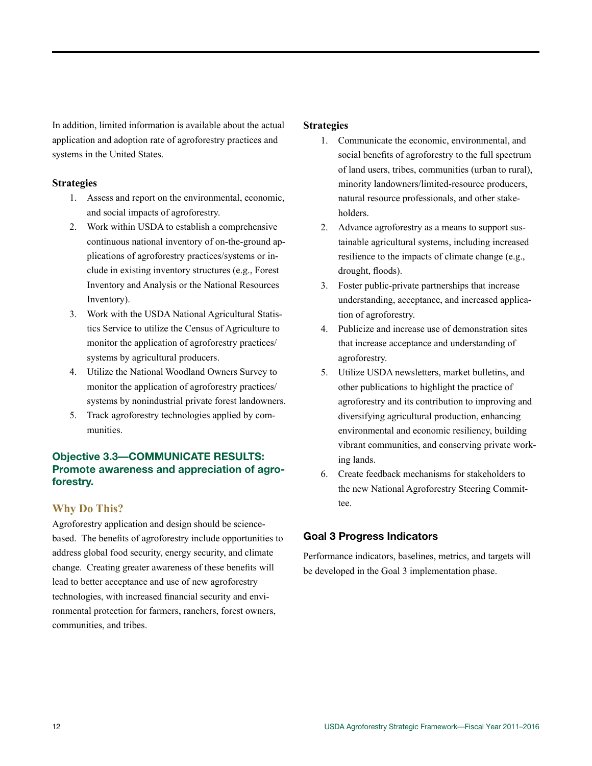In addition, limited information is available about the actual application and adoption rate of agroforestry practices and systems in the United States.

**Strategies**

1. Assess and report on the environmental, economic, and social impacts of agroforestry.
2. Work within USDA to establish a comprehensive continuous national inventory of on-the-ground applications of agroforestry practices/systems or include in existing inventory structures (e.g., Forest Inventory and Analysis or the National Resources Inventory).
3. Work with the USDA National Agricultural Statistics Service to utilize the Census of Agriculture to monitor the application of agroforestry practices/systems by agricultural producers.
4. Utilize the National Woodland Owners Survey to monitor the application of agroforestry practices/systems by nonindustrial private forest landowners.
5. Track agroforestry technologies applied by communities.

### Objective 3.3—COMMUNICATE RESULTS: Promote awareness and appreciation of agroforestry.

#### Why Do This?

Agroforestry application and design should be science-based. The benefits of agroforestry include opportunities to address global food security, energy security, and climate change. Creating greater awareness of these benefits will lead to better acceptance and use of new agroforestry technologies, with increased financial security and environmental protection for farmers, ranchers, forest owners, communities, and tribes.

**Strategies**

1. Communicate the economic, environmental, and social benefits of agroforestry to the full spectrum of land users, tribes, communities (urban to rural), minority landowners/limited-resource producers, natural resource professionals, and other stakeholders.
2. Advance agroforestry as a means to support sustainable agricultural systems, including increased resilience to the impacts of climate change (e.g., drought, floods).
3. Foster public-private partnerships that increase understanding, acceptance, and increased application of agroforestry.
4. Publicize and increase use of demonstration sites that increase acceptance and understanding of agroforestry.
5. Utilize USDA newsletters, market bulletins, and other publications to highlight the practice of agroforestry and its contribution to improving and diversifying agricultural production, enhancing environmental and economic resiliency, building vibrant communities, and conserving private working lands.
6. Create feedback mechanisms for stakeholders to the new National Agroforestry Steering Committee.

### Goal 3 Progress Indicators

Performance indicators, baselines, metrics, and targets will be developed in the Goal 3 implementation phase.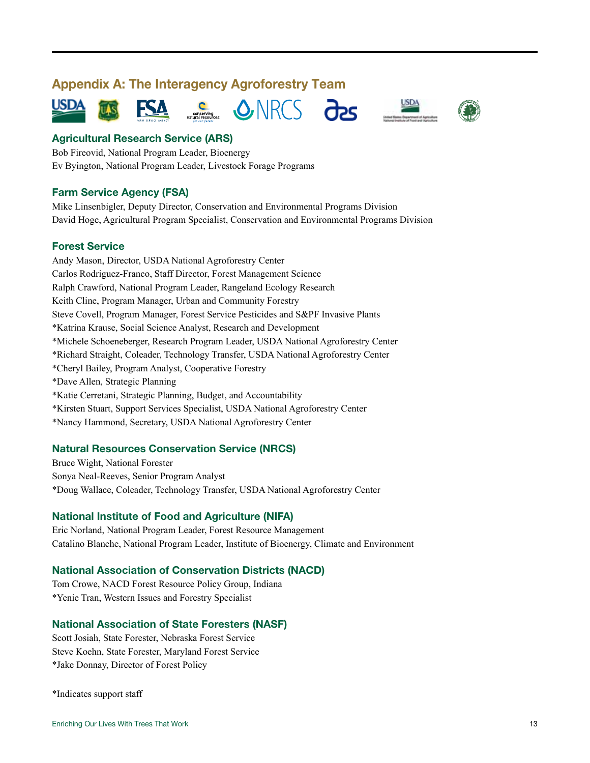## Appendix A: The Interagency Agroforestry Team

### Agricultural Research Service (ARS)

Bob Fireovid, National Program Leader, Bioenergy
Ev Byington, National Program Leader, Livestock Forage Programs

### Farm Service Agency (FSA)

Mike Linsenbigler, Deputy Director, Conservation and Environmental Programs Division
David Hoge, Agricultural Program Specialist, Conservation and Environmental Programs Division

### Forest Service

Andy Mason, Director, USDA National Agroforestry Center
Carlos Rodriguez-Franco, Staff Director, Forest Management Science
Ralph Crawford, National Program Leader, Rangeland Ecology Research
Keith Cline, Program Manager, Urban and Community Forestry
Steve Covell, Program Manager, Forest Service Pesticides and S&PF Invasive Plants
*Katrina Krause, Social Science Analyst, Research and Development
*Michele Schoeneberger, Research Program Leader, USDA National Agroforestry Center
*Richard Straight, Coleader, Technology Transfer, USDA National Agroforestry Center
*Cheryl Bailey, Program Analyst, Cooperative Forestry
*Dave Allen, Strategic Planning
*Katie Cerretani, Strategic Planning, Budget, and Accountability
*Kirsten Stuart, Support Services Specialist, USDA National Agroforestry Center
*Nancy Hammond, Secretary, USDA National Agroforestry Center

### Natural Resources Conservation Service (NRCS)

Bruce Wight, National Forester
Sonya Neal-Reeves, Senior Program Analyst
*Doug Wallace, Coleader, Technology Transfer, USDA National Agroforestry Center

### National Institute of Food and Agriculture (NIFA)

Eric Norland, National Program Leader, Forest Resource Management
Catalino Blanche, National Program Leader, Institute of Bioenergy, Climate and Environment

### National Association of Conservation Districts (NACD)

Tom Crowe, NACD Forest Resource Policy Group, Indiana
*Yenie Tran, Western Issues and Forestry Specialist

### National Association of State Foresters (NASF)

Scott Josiah, State Forester, Nebraska Forest Service
Steve Koehn, State Forester, Maryland Forest Service
*Jake Donnay, Director of Forest Policy

*Indicates support staff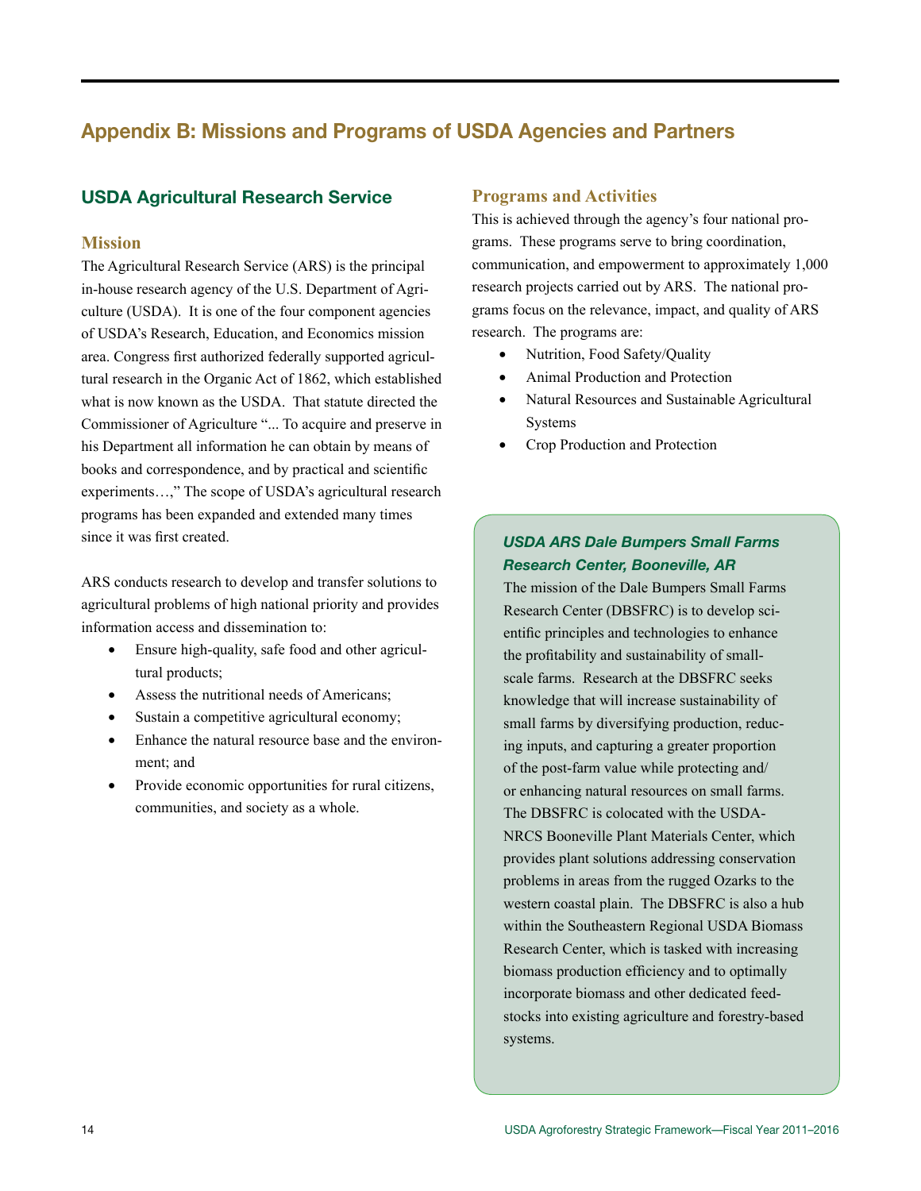# Appendix B: Missions and Programs of USDA Agencies and Partners

## USDA Agricultural Research Service

### Mission

The Agricultural Research Service (ARS) is the principal in-house research agency of the U.S. Department of Agriculture (USDA). It is one of the four component agencies of USDA's Research, Education, and Economics mission area. Congress first authorized federally supported agricultural research in the Organic Act of 1862, which established what is now known as the USDA. That statute directed the Commissioner of Agriculture "... To acquire and preserve in his Department all information he can obtain by means of books and correspondence, and by practical and scientific experiments…," The scope of USDA's agricultural research programs has been expanded and extended many times since it was first created.

ARS conducts research to develop and transfer solutions to agricultural problems of high national priority and provides information access and dissemination to:

- Ensure high-quality, safe food and other agricultural products;
- Assess the nutritional needs of Americans;
- Sustain a competitive agricultural economy;
- Enhance the natural resource base and the environment; and
- Provide economic opportunities for rural citizens, communities, and society as a whole.

### Programs and Activities

This is achieved through the agency's four national programs. These programs serve to bring coordination, communication, and empowerment to approximately 1,000 research projects carried out by ARS. The national programs focus on the relevance, impact, and quality of ARS research. The programs are:

- Nutrition, Food Safety/Quality
- Animal Production and Protection
- Natural Resources and Sustainable Agricultural Systems
- Crop Production and Protection

#### *USDA ARS Dale Bumpers Small Farms Research Center, Booneville, AR*

The mission of the Dale Bumpers Small Farms Research Center (DBSFRC) is to develop scientific principles and technologies to enhance the profitability and sustainability of small-scale farms. Research at the DBSFRC seeks knowledge that will increase sustainability of small farms by diversifying production, reducing inputs, and capturing a greater proportion of the post-farm value while protecting and/or enhancing natural resources on small farms. The DBSFRC is colocated with the USDA-NRCS Booneville Plant Materials Center, which provides plant solutions addressing conservation problems in areas from the rugged Ozarks to the western coastal plain. The DBSFRC is also a hub within the Southeastern Regional USDA Biomass Research Center, which is tasked with increasing biomass production efficiency and to optimally incorporate biomass and other dedicated feedstocks into existing agriculture and forestry-based systems.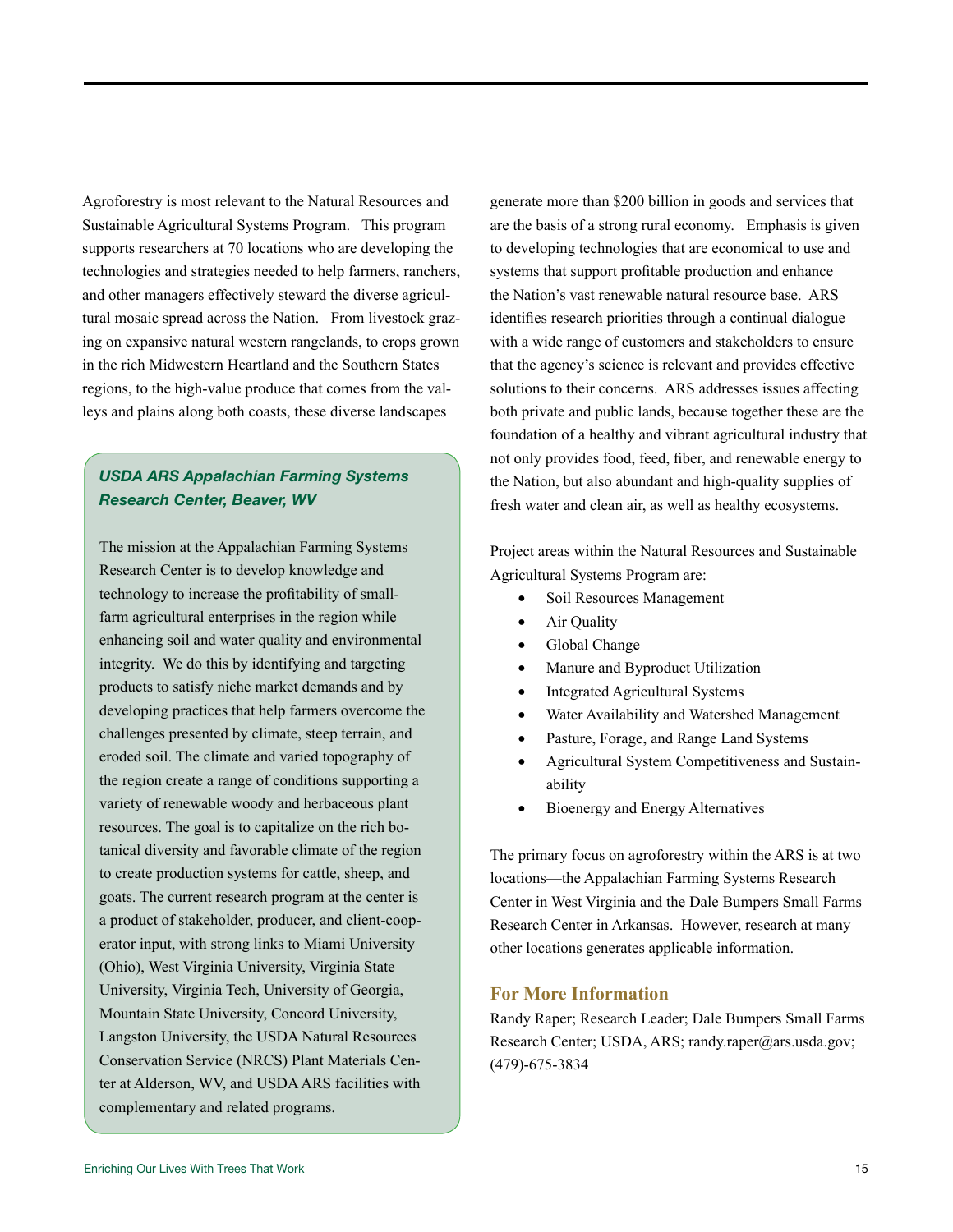Agroforestry is most relevant to the Natural Resources and Sustainable Agricultural Systems Program. This program supports researchers at 70 locations who are developing the technologies and strategies needed to help farmers, ranchers, and other managers effectively steward the diverse agricultural mosaic spread across the Nation. From livestock grazing on expansive natural western rangelands, to crops grown in the rich Midwestern Heartland and the Southern States regions, to the high-value produce that comes from the valleys and plains along both coasts, these diverse landscapes generate more than $200 billion in goods and services that are the basis of a strong rural economy. Emphasis is given to developing technologies that are economical to use and systems that support profitable production and enhance the Nation's vast renewable natural resource base. ARS identifies research priorities through a continual dialogue with a wide range of customers and stakeholders to ensure that the agency's science is relevant and provides effective solutions to their concerns. ARS addresses issues affecting both private and public lands, because together these are the foundation of a healthy and vibrant agricultural industry that not only provides food, feed, fiber, and renewable energy to the Nation, but also abundant and high-quality supplies of fresh water and clean air, as well as healthy ecosystems.

### *USDA ARS Appalachian Farming Systems Research Center, Beaver, WV*

The mission at the Appalachian Farming Systems Research Center is to develop knowledge and technology to increase the profitability of small-farm agricultural enterprises in the region while enhancing soil and water quality and environmental integrity. We do this by identifying and targeting products to satisfy niche market demands and by developing practices that help farmers overcome the challenges presented by climate, steep terrain, and eroded soil. The climate and varied topography of the region create a range of conditions supporting a variety of renewable woody and herbaceous plant resources. The goal is to capitalize on the rich botanical diversity and favorable climate of the region to create production systems for cattle, sheep, and goats. The current research program at the center is a product of stakeholder, producer, and client-cooperator input, with strong links to Miami University (Ohio), West Virginia University, Virginia State University, Virginia Tech, University of Georgia, Mountain State University, Concord University, Langston University, the USDA Natural Resources Conservation Service (NRCS) Plant Materials Center at Alderson, WV, and USDA ARS facilities with complementary and related programs.

Project areas within the Natural Resources and Sustainable Agricultural Systems Program are:

- Soil Resources Management
- Air Quality
- Global Change
- Manure and Byproduct Utilization
- Integrated Agricultural Systems
- Water Availability and Watershed Management
- Pasture, Forage, and Range Land Systems
- Agricultural System Competitiveness and Sustainability
- Bioenergy and Energy Alternatives

The primary focus on agroforestry within the ARS is at two locations—the Appalachian Farming Systems Research Center in West Virginia and the Dale Bumpers Small Farms Research Center in Arkansas. However, research at many other locations generates applicable information.

## For More Information

Randy Raper; Research Leader; Dale Bumpers Small Farms Research Center; USDA, ARS; randy.raper@ars.usda.gov; (479)-675-3834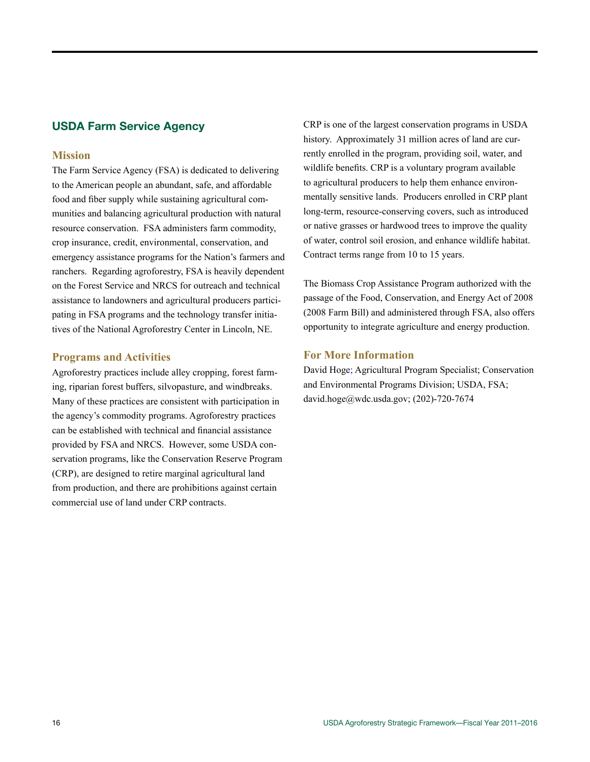## USDA Farm Service Agency

### Mission

The Farm Service Agency (FSA) is dedicated to delivering to the American people an abundant, safe, and affordable food and fiber supply while sustaining agricultural communities and balancing agricultural production with natural resource conservation. FSA administers farm commodity, crop insurance, credit, environmental, conservation, and emergency assistance programs for the Nation's farmers and ranchers. Regarding agroforestry, FSA is heavily dependent on the Forest Service and NRCS for outreach and technical assistance to landowners and agricultural producers participating in FSA programs and the technology transfer initiatives of the National Agroforestry Center in Lincoln, NE.

### Programs and Activities

Agroforestry practices include alley cropping, forest farming, riparian forest buffers, silvopasture, and windbreaks. Many of these practices are consistent with participation in the agency's commodity programs. Agroforestry practices can be established with technical and financial assistance provided by FSA and NRCS. However, some USDA conservation programs, like the Conservation Reserve Program (CRP), are designed to retire marginal agricultural land from production, and there are prohibitions against certain commercial use of land under CRP contracts.

CRP is one of the largest conservation programs in USDA history. Approximately 31 million acres of land are currently enrolled in the program, providing soil, water, and wildlife benefits. CRP is a voluntary program available to agricultural producers to help them enhance environmentally sensitive lands. Producers enrolled in CRP plant long-term, resource-conserving covers, such as introduced or native grasses or hardwood trees to improve the quality of water, control soil erosion, and enhance wildlife habitat. Contract terms range from 10 to 15 years.

The Biomass Crop Assistance Program authorized with the passage of the Food, Conservation, and Energy Act of 2008 (2008 Farm Bill) and administered through FSA, also offers opportunity to integrate agriculture and energy production.

### For More Information

David Hoge; Agricultural Program Specialist; Conservation and Environmental Programs Division; USDA, FSA; david.hoge@wdc.usda.gov; (202)-720-7674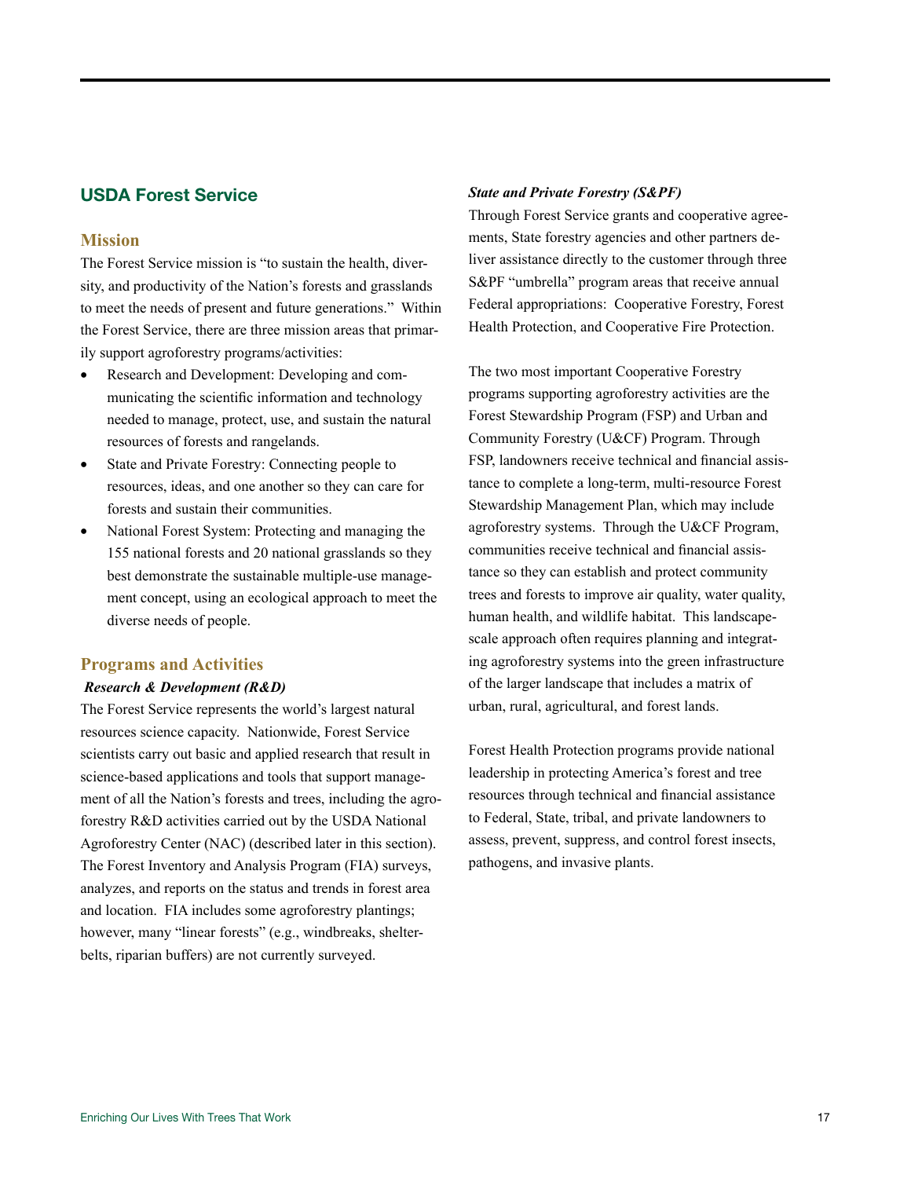## USDA Forest Service

### Mission

The Forest Service mission is "to sustain the health, diversity, and productivity of the Nation's forests and grasslands to meet the needs of present and future generations." Within the Forest Service, there are three mission areas that primarily support agroforestry programs/activities:

- Research and Development: Developing and communicating the scientific information and technology needed to manage, protect, use, and sustain the natural resources of forests and rangelands.
- State and Private Forestry: Connecting people to resources, ideas, and one another so they can care for forests and sustain their communities.
- National Forest System: Protecting and managing the 155 national forests and 20 national grasslands so they best demonstrate the sustainable multiple-use management concept, using an ecological approach to meet the diverse needs of people.

### Programs and Activities

***Research & Development (R&D)***

The Forest Service represents the world's largest natural resources science capacity. Nationwide, Forest Service scientists carry out basic and applied research that result in science-based applications and tools that support management of all the Nation's forests and trees, including the agroforestry R&D activities carried out by the USDA National Agroforestry Center (NAC) (described later in this section). The Forest Inventory and Analysis Program (FIA) surveys, analyzes, and reports on the status and trends in forest area and location. FIA includes some agroforestry plantings; however, many "linear forests" (e.g., windbreaks, shelterbelts, riparian buffers) are not currently surveyed.

***State and Private Forestry (S&PF)***

Through Forest Service grants and cooperative agreements, State forestry agencies and other partners deliver assistance directly to the customer through three S&PF "umbrella" program areas that receive annual Federal appropriations: Cooperative Forestry, Forest Health Protection, and Cooperative Fire Protection.

The two most important Cooperative Forestry programs supporting agroforestry activities are the Forest Stewardship Program (FSP) and Urban and Community Forestry (U&CF) Program. Through FSP, landowners receive technical and financial assistance to complete a long-term, multi-resource Forest Stewardship Management Plan, which may include agroforestry systems. Through the U&CF Program, communities receive technical and financial assistance so they can establish and protect community trees and forests to improve air quality, water quality, human health, and wildlife habitat. This landscape-scale approach often requires planning and integrating agroforestry systems into the green infrastructure of the larger landscape that includes a matrix of urban, rural, agricultural, and forest lands.

Forest Health Protection programs provide national leadership in protecting America's forest and tree resources through technical and financial assistance to Federal, State, tribal, and private landowners to assess, prevent, suppress, and control forest insects, pathogens, and invasive plants.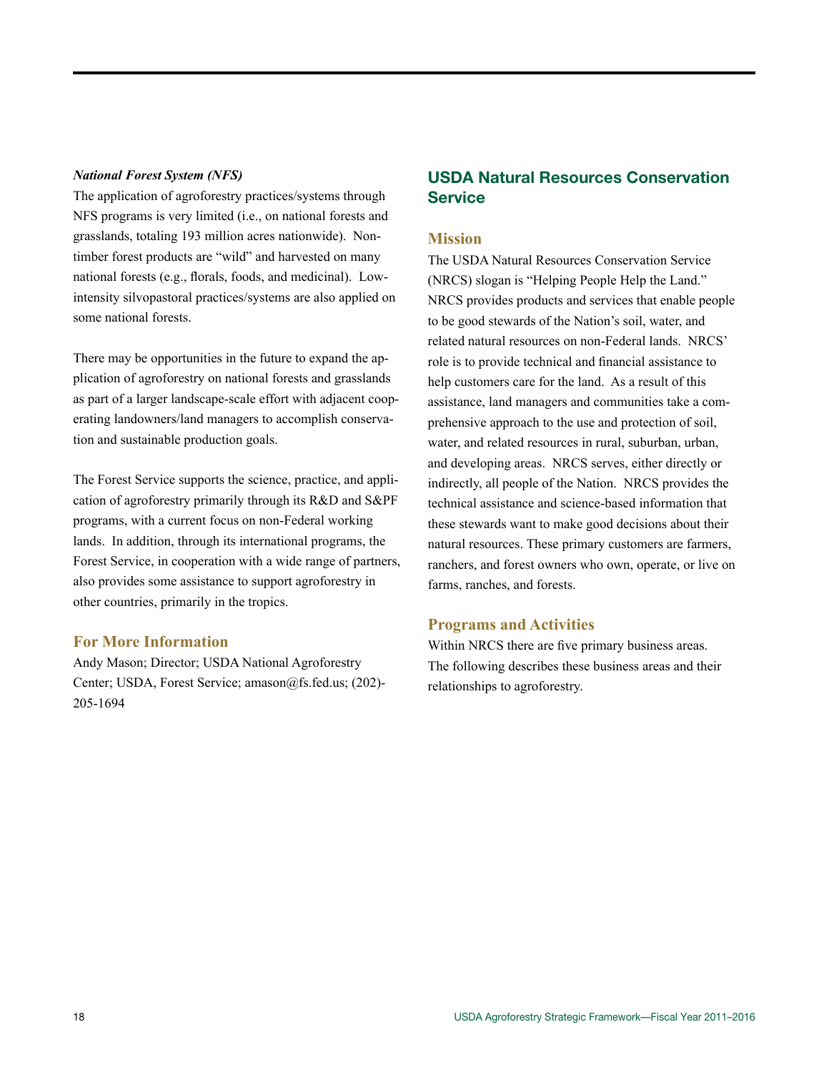***National Forest System (NFS)***

The application of agroforestry practices/systems through NFS programs is very limited (i.e., on national forests and grasslands, totaling 193 million acres nationwide). Non-timber forest products are "wild" and harvested on many national forests (e.g., florals, foods, and medicinal). Low-intensity silvopastoral practices/systems are also applied on some national forests.

There may be opportunities in the future to expand the application of agroforestry on national forests and grasslands as part of a larger landscape-scale effort with adjacent cooperating landowners/land managers to accomplish conservation and sustainable production goals.

The Forest Service supports the science, practice, and application of agroforestry primarily through its R&D and S&PF programs, with a current focus on non-Federal working lands. In addition, through its international programs, the Forest Service, in cooperation with a wide range of partners, also provides some assistance to support agroforestry in other countries, primarily in the tropics.

### For More Information

Andy Mason; Director; USDA National Agroforestry Center; USDA, Forest Service; amason@fs.fed.us; (202)-205-1694

## USDA Natural Resources Conservation Service

### Mission

The USDA Natural Resources Conservation Service (NRCS) slogan is "Helping People Help the Land." NRCS provides products and services that enable people to be good stewards of the Nation's soil, water, and related natural resources on non-Federal lands. NRCS' role is to provide technical and financial assistance to help customers care for the land. As a result of this assistance, land managers and communities take a comprehensive approach to the use and protection of soil, water, and related resources in rural, suburban, urban, and developing areas. NRCS serves, either directly or indirectly, all people of the Nation. NRCS provides the technical assistance and science-based information that these stewards want to make good decisions about their natural resources. These primary customers are farmers, ranchers, and forest owners who own, operate, or live on farms, ranches, and forests.

### Programs and Activities

Within NRCS there are five primary business areas. The following describes these business areas and their relationships to agroforestry.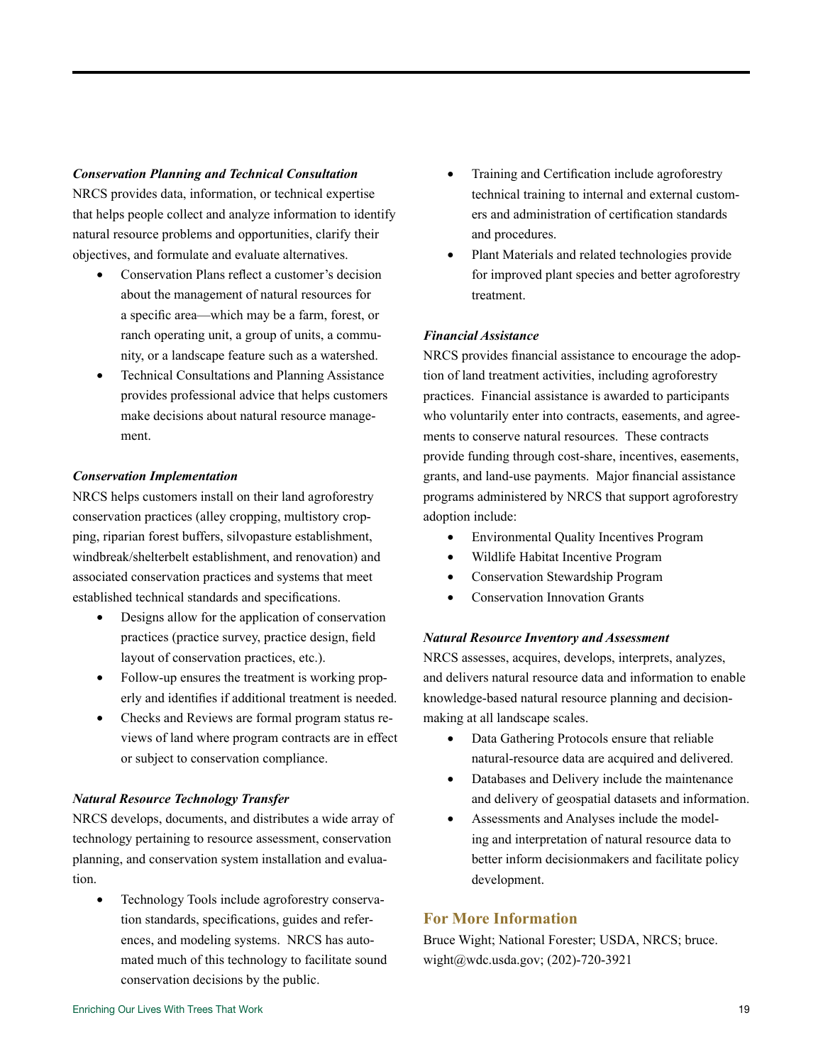***Conservation Planning and Technical Consultation***

NRCS provides data, information, or technical expertise that helps people collect and analyze information to identify natural resource problems and opportunities, clarify their objectives, and formulate and evaluate alternatives.

- Conservation Plans reflect a customer's decision about the management of natural resources for a specific area—which may be a farm, forest, or ranch operating unit, a group of units, a community, or a landscape feature such as a watershed.
- Technical Consultations and Planning Assistance provides professional advice that helps customers make decisions about natural resource management.

***Conservation Implementation***

NRCS helps customers install on their land agroforestry conservation practices (alley cropping, multistory cropping, riparian forest buffers, silvopasture establishment, windbreak/shelterbelt establishment, and renovation) and associated conservation practices and systems that meet established technical standards and specifications.

- Designs allow for the application of conservation practices (practice survey, practice design, field layout of conservation practices, etc.).
- Follow-up ensures the treatment is working properly and identifies if additional treatment is needed.
- Checks and Reviews are formal program status reviews of land where program contracts are in effect or subject to conservation compliance.

***Natural Resource Technology Transfer***

NRCS develops, documents, and distributes a wide array of technology pertaining to resource assessment, conservation planning, and conservation system installation and evaluation.

- Technology Tools include agroforestry conservation standards, specifications, guides and references, and modeling systems. NRCS has automated much of this technology to facilitate sound conservation decisions by the public.
- Training and Certification include agroforestry technical training to internal and external customers and administration of certification standards and procedures.
- Plant Materials and related technologies provide for improved plant species and better agroforestry treatment.

***Financial Assistance***

NRCS provides financial assistance to encourage the adoption of land treatment activities, including agroforestry practices. Financial assistance is awarded to participants who voluntarily enter into contracts, easements, and agreements to conserve natural resources. These contracts provide funding through cost-share, incentives, easements, grants, and land-use payments. Major financial assistance programs administered by NRCS that support agroforestry adoption include:

- Environmental Quality Incentives Program
- Wildlife Habitat Incentive Program
- Conservation Stewardship Program
- Conservation Innovation Grants

***Natural Resource Inventory and Assessment***

NRCS assesses, acquires, develops, interprets, analyzes, and delivers natural resource data and information to enable knowledge-based natural resource planning and decision-making at all landscape scales.

- Data Gathering Protocols ensure that reliable natural-resource data are acquired and delivered.
- Databases and Delivery include the maintenance and delivery of geospatial datasets and information.
- Assessments and Analyses include the modeling and interpretation of natural resource data to better inform decisionmakers and facilitate policy development.

## For More Information

Bruce Wight; National Forester; USDA, NRCS; bruce.wight@wdc.usda.gov; (202)-720-3921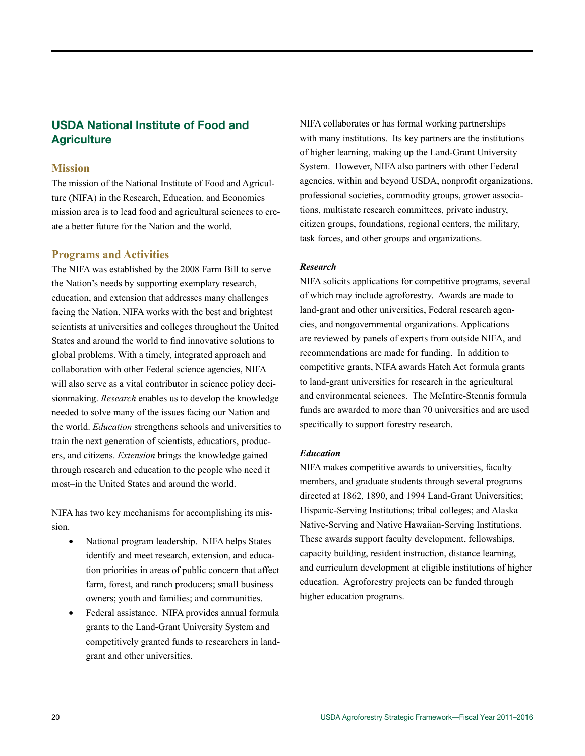## USDA National Institute of Food and Agriculture

### Mission

The mission of the National Institute of Food and Agriculture (NIFA) in the Research, Education, and Economics mission area is to lead food and agricultural sciences to create a better future for the Nation and the world.

### Programs and Activities

The NIFA was established by the 2008 Farm Bill to serve the Nation's needs by supporting exemplary research, education, and extension that addresses many challenges facing the Nation. NIFA works with the best and brightest scientists at universities and colleges throughout the United States and around the world to find innovative solutions to global problems. With a timely, integrated approach and collaboration with other Federal science agencies, NIFA will also serve as a vital contributor in science policy decisionmaking. *Research* enables us to develop the knowledge needed to solve many of the issues facing our Nation and the world. *Education* strengthens schools and universities to train the next generation of scientists, educators, producers, and citizens. *Extension* brings the knowledge gained through research and education to the people who need it most–in the United States and around the world.

NIFA has two key mechanisms for accomplishing its mission.

- National program leadership. NIFA helps States identify and meet research, extension, and education priorities in areas of public concern that affect farm, forest, and ranch producers; small business owners; youth and families; and communities.
- Federal assistance. NIFA provides annual formula grants to the Land-Grant University System and competitively granted funds to researchers in land-grant and other universities.

NIFA collaborates or has formal working partnerships with many institutions. Its key partners are the institutions of higher learning, making up the Land-Grant University System. However, NIFA also partners with other Federal agencies, within and beyond USDA, nonprofit organizations, professional societies, commodity groups, grower associations, multistate research committees, private industry, citizen groups, foundations, regional centers, the military, task forces, and other groups and organizations.

#### *Research*

NIFA solicits applications for competitive programs, several of which may include agroforestry. Awards are made to land-grant and other universities, Federal research agencies, and nongovernmental organizations. Applications are reviewed by panels of experts from outside NIFA, and recommendations are made for funding. In addition to competitive grants, NIFA awards Hatch Act formula grants to land-grant universities for research in the agricultural and environmental sciences. The McIntire-Stennis formula funds are awarded to more than 70 universities and are used specifically to support forestry research.

#### *Education*

NIFA makes competitive awards to universities, faculty members, and graduate students through several programs directed at 1862, 1890, and 1994 Land-Grant Universities; Hispanic-Serving Institutions; tribal colleges; and Alaska Native-Serving and Native Hawaiian-Serving Institutions. These awards support faculty development, fellowships, capacity building, resident instruction, distance learning, and curriculum development at eligible institutions of higher education. Agroforestry projects can be funded through higher education programs.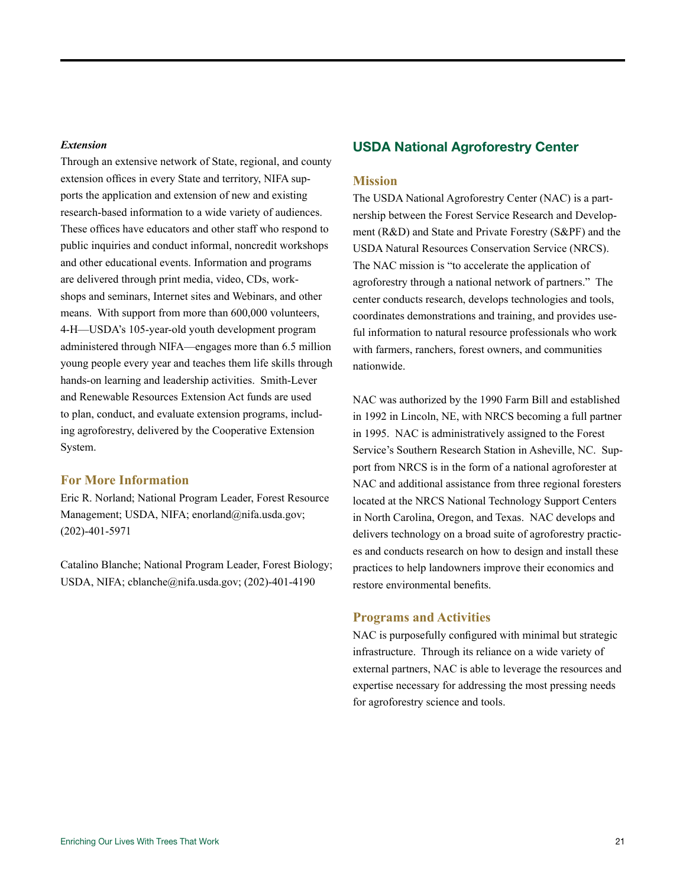### *Extension*

Through an extensive network of State, regional, and county extension offices in every State and territory, NIFA supports the application and extension of new and existing research-based information to a wide variety of audiences. These offices have educators and other staff who respond to public inquiries and conduct informal, noncredit workshops and other educational events. Information and programs are delivered through print media, video, CDs, workshops and seminars, Internet sites and Webinars, and other means. With support from more than 600,000 volunteers, 4-H—USDA's 105-year-old youth development program administered through NIFA—engages more than 6.5 million young people every year and teaches them life skills through hands-on learning and leadership activities. Smith-Lever and Renewable Resources Extension Act funds are used to plan, conduct, and evaluate extension programs, including agroforestry, delivered by the Cooperative Extension System.

### For More Information

Eric R. Norland; National Program Leader, Forest Resource Management; USDA, NIFA; enorland@nifa.usda.gov; (202)-401-5971

Catalino Blanche; National Program Leader, Forest Biology; USDA, NIFA; cblanche@nifa.usda.gov; (202)-401-4190

## USDA National Agroforestry Center

### Mission

The USDA National Agroforestry Center (NAC) is a partnership between the Forest Service Research and Development (R&D) and State and Private Forestry (S&PF) and the USDA Natural Resources Conservation Service (NRCS). The NAC mission is "to accelerate the application of agroforestry through a national network of partners." The center conducts research, develops technologies and tools, coordinates demonstrations and training, and provides useful information to natural resource professionals who work with farmers, ranchers, forest owners, and communities nationwide.

NAC was authorized by the 1990 Farm Bill and established in 1992 in Lincoln, NE, with NRCS becoming a full partner in 1995. NAC is administratively assigned to the Forest Service's Southern Research Station in Asheville, NC. Support from NRCS is in the form of a national agroforester at NAC and additional assistance from three regional foresters located at the NRCS National Technology Support Centers in North Carolina, Oregon, and Texas. NAC develops and delivers technology on a broad suite of agroforestry practices and conducts research on how to design and install these practices to help landowners improve their economics and restore environmental benefits.

### Programs and Activities

NAC is purposefully configured with minimal but strategic infrastructure. Through its reliance on a wide variety of external partners, NAC is able to leverage the resources and expertise necessary for addressing the most pressing needs for agroforestry science and tools.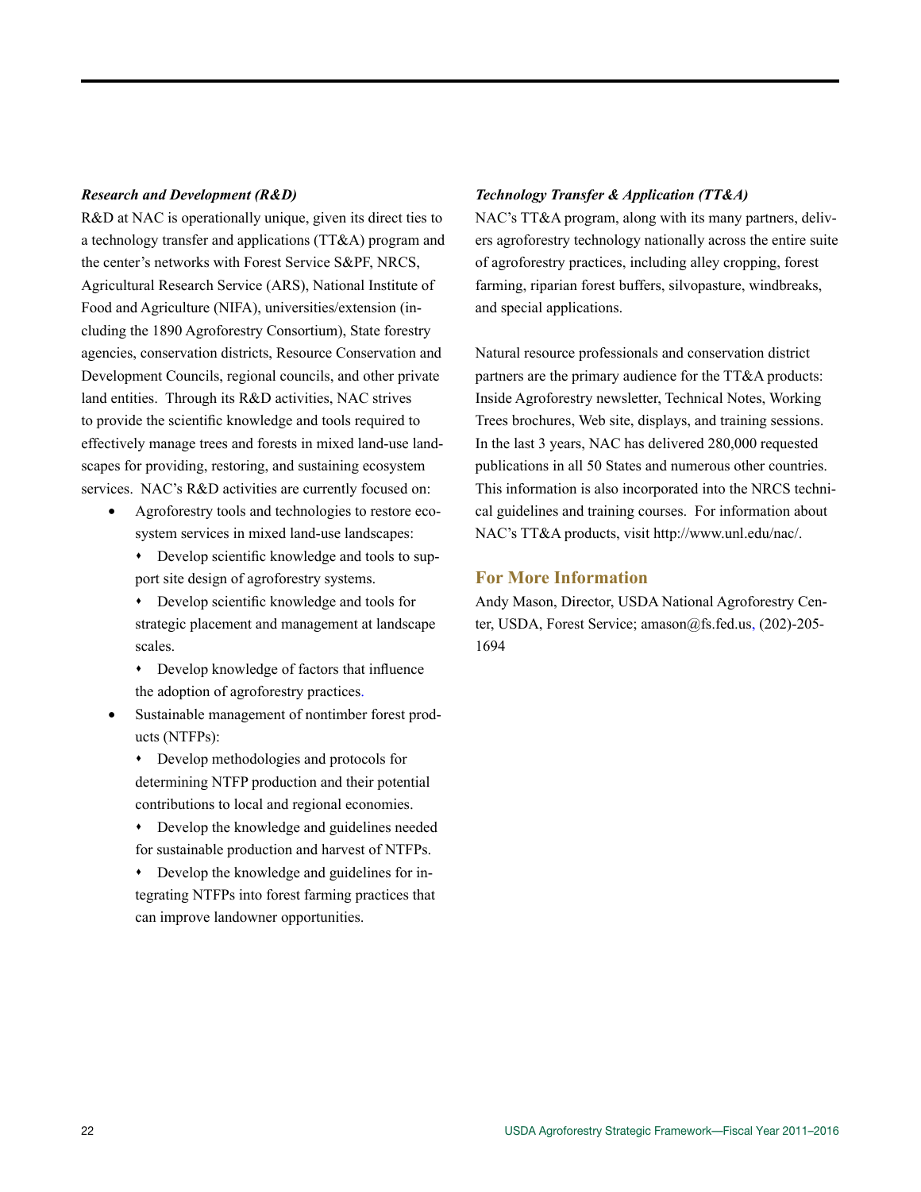***Research and Development (R&D)***

R&D at NAC is operationally unique, given its direct ties to a technology transfer and applications (TT&A) program and the center's networks with Forest Service S&PF, NRCS, Agricultural Research Service (ARS), National Institute of Food and Agriculture (NIFA), universities/extension (including the 1890 Agroforestry Consortium), State forestry agencies, conservation districts, Resource Conservation and Development Councils, regional councils, and other private land entities. Through its R&D activities, NAC strives to provide the scientific knowledge and tools required to effectively manage trees and forests in mixed land-use landscapes for providing, restoring, and sustaining ecosystem services. NAC's R&D activities are currently focused on:

- Agroforestry tools and technologies to restore ecosystem services in mixed land-use landscapes:
  - Develop scientific knowledge and tools to support site design of agroforestry systems.
  - Develop scientific knowledge and tools for strategic placement and management at landscape scales.
  - Develop knowledge of factors that influence the adoption of agroforestry practices.
- Sustainable management of nontimber forest products (NTFPs):
  - Develop methodologies and protocols for determining NTFP production and their potential contributions to local and regional economies.
  - Develop the knowledge and guidelines needed for sustainable production and harvest of NTFPs.
  - Develop the knowledge and guidelines for integrating NTFPs into forest farming practices that can improve landowner opportunities.

***Technology Transfer & Application (TT&A)***

NAC's TT&A program, along with its many partners, delivers agroforestry technology nationally across the entire suite of agroforestry practices, including alley cropping, forest farming, riparian forest buffers, silvopasture, windbreaks, and special applications.

Natural resource professionals and conservation district partners are the primary audience for the TT&A products: Inside Agroforestry newsletter, Technical Notes, Working Trees brochures, Web site, displays, and training sessions. In the last 3 years, NAC has delivered 280,000 requested publications in all 50 States and numerous other countries. This information is also incorporated into the NRCS technical guidelines and training courses. For information about NAC's TT&A products, visit http://www.unl.edu/nac/.

## For More Information

Andy Mason, Director, USDA National Agroforestry Center, USDA, Forest Service; amason@fs.fed.us, (202)-205-1694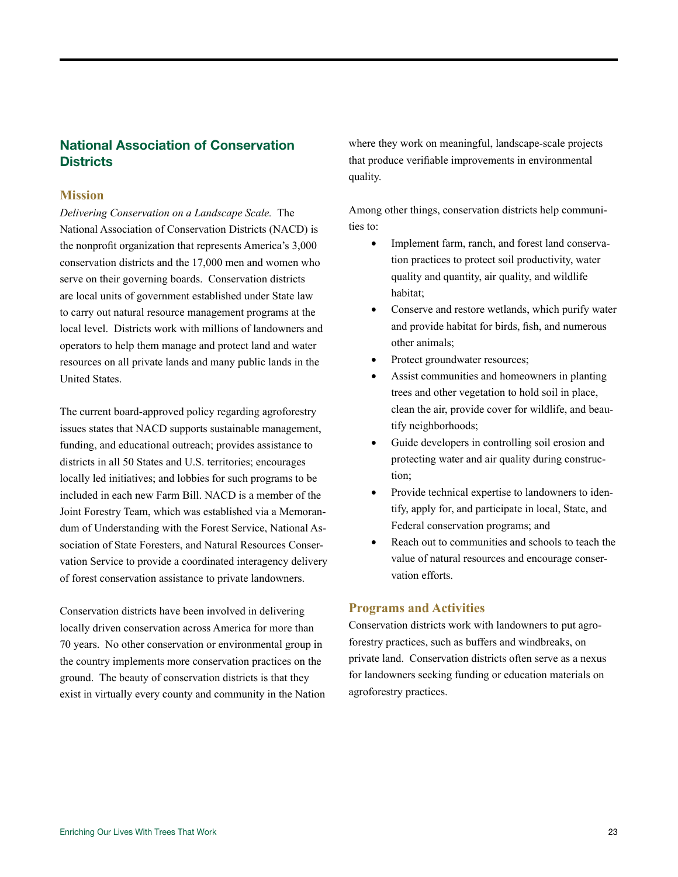## National Association of Conservation Districts

### Mission

*Delivering Conservation on a Landscape Scale.* The National Association of Conservation Districts (NACD) is the nonprofit organization that represents America's 3,000 conservation districts and the 17,000 men and women who serve on their governing boards. Conservation districts are local units of government established under State law to carry out natural resource management programs at the local level. Districts work with millions of landowners and operators to help them manage and protect land and water resources on all private lands and many public lands in the United States.

The current board-approved policy regarding agroforestry issues states that NACD supports sustainable management, funding, and educational outreach; provides assistance to districts in all 50 States and U.S. territories; encourages locally led initiatives; and lobbies for such programs to be included in each new Farm Bill. NACD is a member of the Joint Forestry Team, which was established via a Memorandum of Understanding with the Forest Service, National Association of State Foresters, and Natural Resources Conservation Service to provide a coordinated interagency delivery of forest conservation assistance to private landowners.

Conservation districts have been involved in delivering locally driven conservation across America for more than 70 years. No other conservation or environmental group in the country implements more conservation practices on the ground. The beauty of conservation districts is that they exist in virtually every county and community in the Nation where they work on meaningful, landscape-scale projects that produce verifiable improvements in environmental quality.

Among other things, conservation districts help communities to:

- Implement farm, ranch, and forest land conservation practices to protect soil productivity, water quality and quantity, air quality, and wildlife habitat;
- Conserve and restore wetlands, which purify water and provide habitat for birds, fish, and numerous other animals;
- Protect groundwater resources;
- Assist communities and homeowners in planting trees and other vegetation to hold soil in place, clean the air, provide cover for wildlife, and beautify neighborhoods;
- Guide developers in controlling soil erosion and protecting water and air quality during construction;
- Provide technical expertise to landowners to identify, apply for, and participate in local, State, and Federal conservation programs; and
- Reach out to communities and schools to teach the value of natural resources and encourage conservation efforts.

### Programs and Activities

Conservation districts work with landowners to put agroforestry practices, such as buffers and windbreaks, on private land. Conservation districts often serve as a nexus for landowners seeking funding or education materials on agroforestry practices.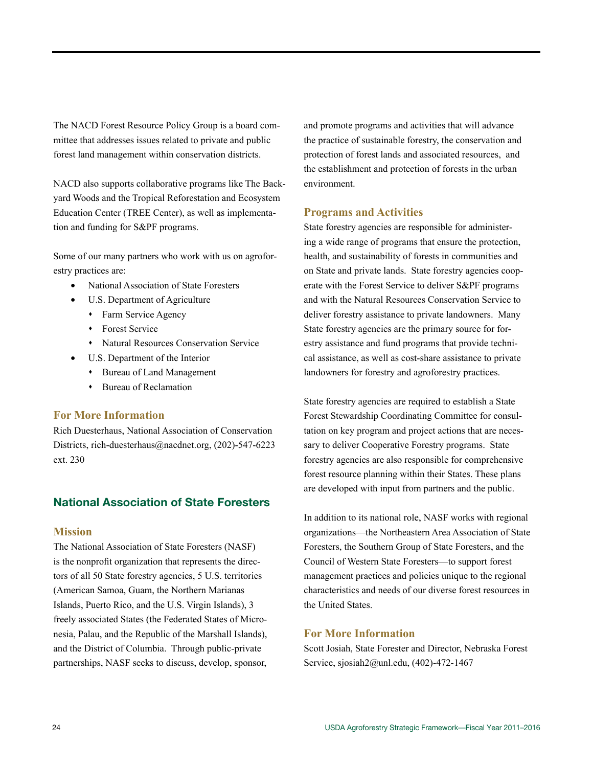The NACD Forest Resource Policy Group is a board committee that addresses issues related to private and public forest land management within conservation districts.

NACD also supports collaborative programs like The Backyard Woods and the Tropical Reforestation and Ecosystem Education Center (TREE Center), as well as implementation and funding for S&PF programs.

Some of our many partners who work with us on agroforestry practices are:

- National Association of State Foresters
- U.S. Department of Agriculture
  - Farm Service Agency
  - Forest Service
  - Natural Resources Conservation Service
- U.S. Department of the Interior
  - Bureau of Land Management
  - Bureau of Reclamation

### For More Information

Rich Duesterhaus, National Association of Conservation Districts, rich-duesterhaus@nacdnet.org, (202)-547-6223 ext. 230

## National Association of State Foresters

### Mission

The National Association of State Foresters (NASF) is the nonprofit organization that represents the directors of all 50 State forestry agencies, 5 U.S. territories (American Samoa, Guam, the Northern Marianas Islands, Puerto Rico, and the U.S. Virgin Islands), 3 freely associated States (the Federated States of Micronesia, Palau, and the Republic of the Marshall Islands), and the District of Columbia. Through public-private partnerships, NASF seeks to discuss, develop, sponsor, and promote programs and activities that will advance the practice of sustainable forestry, the conservation and protection of forest lands and associated resources, and the establishment and protection of forests in the urban environment.

### Programs and Activities

State forestry agencies are responsible for administering a wide range of programs that ensure the protection, health, and sustainability of forests in communities and on State and private lands. State forestry agencies cooperate with the Forest Service to deliver S&PF programs and with the Natural Resources Conservation Service to deliver forestry assistance to private landowners. Many State forestry agencies are the primary source for forestry assistance and fund programs that provide technical assistance, as well as cost-share assistance to private landowners for forestry and agroforestry practices.

State forestry agencies are required to establish a State Forest Stewardship Coordinating Committee for consultation on key program and project actions that are necessary to deliver Cooperative Forestry programs. State forestry agencies are also responsible for comprehensive forest resource planning within their States. These plans are developed with input from partners and the public.

In addition to its national role, NASF works with regional organizations—the Northeastern Area Association of State Foresters, the Southern Group of State Foresters, and the Council of Western State Foresters—to support forest management practices and policies unique to the regional characteristics and needs of our diverse forest resources in the United States.

### For More Information

Scott Josiah, State Forester and Director, Nebraska Forest Service, sjosiah2@unl.edu, (402)-472-1467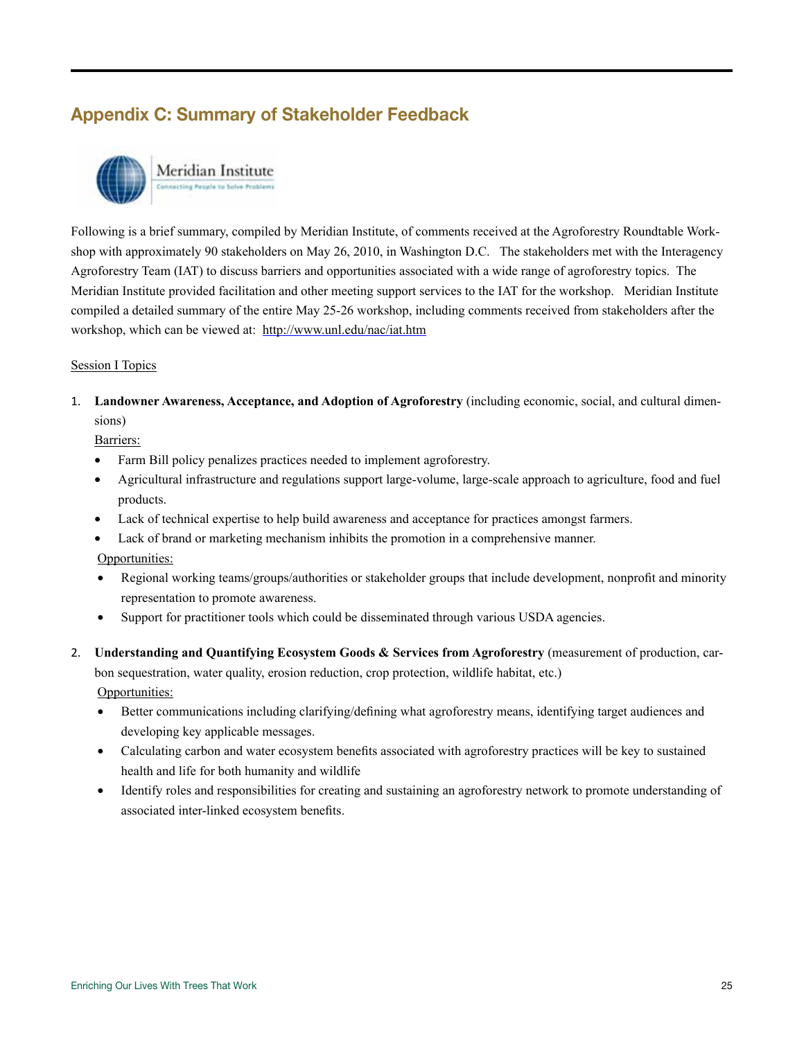## Appendix C: Summary of Stakeholder Feedback

Following is a brief summary, compiled by Meridian Institute, of comments received at the Agroforestry Roundtable Workshop with approximately 90 stakeholders on May 26, 2010, in Washington D.C. The stakeholders met with the Interagency Agroforestry Team (IAT) to discuss barriers and opportunities associated with a wide range of agroforestry topics. The Meridian Institute provided facilitation and other meeting support services to the IAT for the workshop. Meridian Institute compiled a detailed summary of the entire May 25-26 workshop, including comments received from stakeholders after the workshop, which can be viewed at: http://www.unl.edu/nac/iat.htm

Session I Topics

1. **Landowner Awareness, Acceptance, and Adoption of Agroforestry** (including economic, social, and cultural dimensions)

   Barriers:
   - Farm Bill policy penalizes practices needed to implement agroforestry.
   - Agricultural infrastructure and regulations support large-volume, large-scale approach to agriculture, food and fuel products.
   - Lack of technical expertise to help build awareness and acceptance for practices amongst farmers.
   - Lack of brand or marketing mechanism inhibits the promotion in a comprehensive manner.

   Opportunities:
   - Regional working teams/groups/authorities or stakeholder groups that include development, nonprofit and minority representation to promote awareness.
   - Support for practitioner tools which could be disseminated through various USDA agencies.

2. **Understanding and Quantifying Ecosystem Goods & Services from Agroforestry** (measurement of production, carbon sequestration, water quality, erosion reduction, crop protection, wildlife habitat, etc.)

   Opportunities:
   - Better communications including clarifying/defining what agroforestry means, identifying target audiences and developing key applicable messages.
   - Calculating carbon and water ecosystem benefits associated with agroforestry practices will be key to sustained health and life for both humanity and wildlife
   - Identify roles and responsibilities for creating and sustaining an agroforestry network to promote understanding of associated inter-linked ecosystem benefits.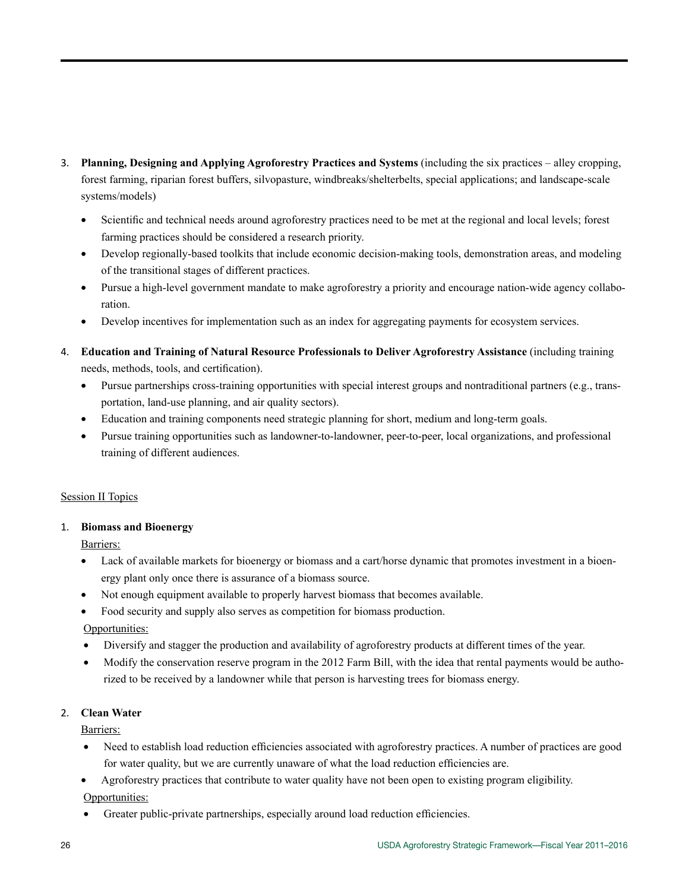3. **Planning, Designing and Applying Agroforestry Practices and Systems** (including the six practices – alley cropping, forest farming, riparian forest buffers, silvopasture, windbreaks/shelterbelts, special applications; and landscape-scale systems/models)

    - Scientific and technical needs around agroforestry practices need to be met at the regional and local levels; forest farming practices should be considered a research priority.
    - Develop regionally-based toolkits that include economic decision-making tools, demonstration areas, and modeling of the transitional stages of different practices.
    - Pursue a high-level government mandate to make agroforestry a priority and encourage nation-wide agency collaboration.
    - Develop incentives for implementation such as an index for aggregating payments for ecosystem services.

4. **Education and Training of Natural Resource Professionals to Deliver Agroforestry Assistance** (including training needs, methods, tools, and certification).
    - Pursue partnerships cross-training opportunities with special interest groups and nontraditional partners (e.g., transportation, land-use planning, and air quality sectors).
    - Education and training components need strategic planning for short, medium and long-term goals.
    - Pursue training opportunities such as landowner-to-landowner, peer-to-peer, local organizations, and professional training of different audiences.

Session II Topics

1. **Biomass and Bioenergy**

    Barriers:
    - Lack of available markets for bioenergy or biomass and a cart/horse dynamic that promotes investment in a bioenergy plant only once there is assurance of a biomass source.
    - Not enough equipment available to properly harvest biomass that becomes available.
    - Food security and supply also serves as competition for biomass production.

    Opportunities:
    - Diversify and stagger the production and availability of agroforestry products at different times of the year.
    - Modify the conservation reserve program in the 2012 Farm Bill, with the idea that rental payments would be authorized to be received by a landowner while that person is harvesting trees for biomass energy.

2. **Clean Water**

    Barriers:
    - Need to establish load reduction efficiencies associated with agroforestry practices. A number of practices are good for water quality, but we are currently unaware of what the load reduction efficiencies are.
    - Agroforestry practices that contribute to water quality have not been open to existing program eligibility.

    Opportunities:
    - Greater public-private partnerships, especially around load reduction efficiencies.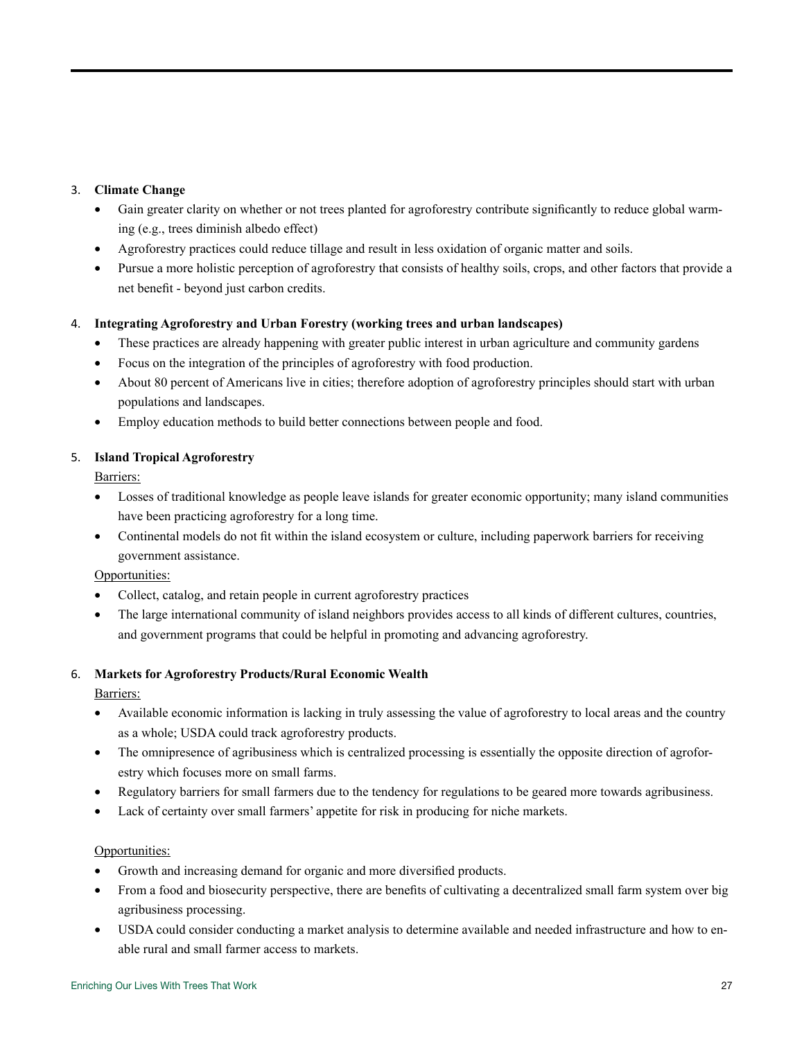3. **Climate Change**
   - Gain greater clarity on whether or not trees planted for agroforestry contribute significantly to reduce global warming (e.g., trees diminish albedo effect)
   - Agroforestry practices could reduce tillage and result in less oxidation of organic matter and soils.
   - Pursue a more holistic perception of agroforestry that consists of healthy soils, crops, and other factors that provide a net benefit - beyond just carbon credits.

4. **Integrating Agroforestry and Urban Forestry (working trees and urban landscapes)**
   - These practices are already happening with greater public interest in urban agriculture and community gardens
   - Focus on the integration of the principles of agroforestry with food production.
   - About 80 percent of Americans live in cities; therefore adoption of agroforestry principles should start with urban populations and landscapes.
   - Employ education methods to build better connections between people and food.

5. **Island Tropical Agroforestry**

   Barriers:
   - Losses of traditional knowledge as people leave islands for greater economic opportunity; many island communities have been practicing agroforestry for a long time.
   - Continental models do not fit within the island ecosystem or culture, including paperwork barriers for receiving government assistance.

   Opportunities:
   - Collect, catalog, and retain people in current agroforestry practices
   - The large international community of island neighbors provides access to all kinds of different cultures, countries, and government programs that could be helpful in promoting and advancing agroforestry.

6. **Markets for Agroforestry Products/Rural Economic Wealth**

   Barriers:
   - Available economic information is lacking in truly assessing the value of agroforestry to local areas and the country as a whole; USDA could track agroforestry products.
   - The omnipresence of agribusiness which is centralized processing is essentially the opposite direction of agroforestry which focuses more on small farms.
   - Regulatory barriers for small farmers due to the tendency for regulations to be geared more towards agribusiness.
   - Lack of certainty over small farmers' appetite for risk in producing for niche markets.

   Opportunities:
   - Growth and increasing demand for organic and more diversified products.
   - From a food and biosecurity perspective, there are benefits of cultivating a decentralized small farm system over big agribusiness processing.
   - USDA could consider conducting a market analysis to determine available and needed infrastructure and how to enable rural and small farmer access to markets.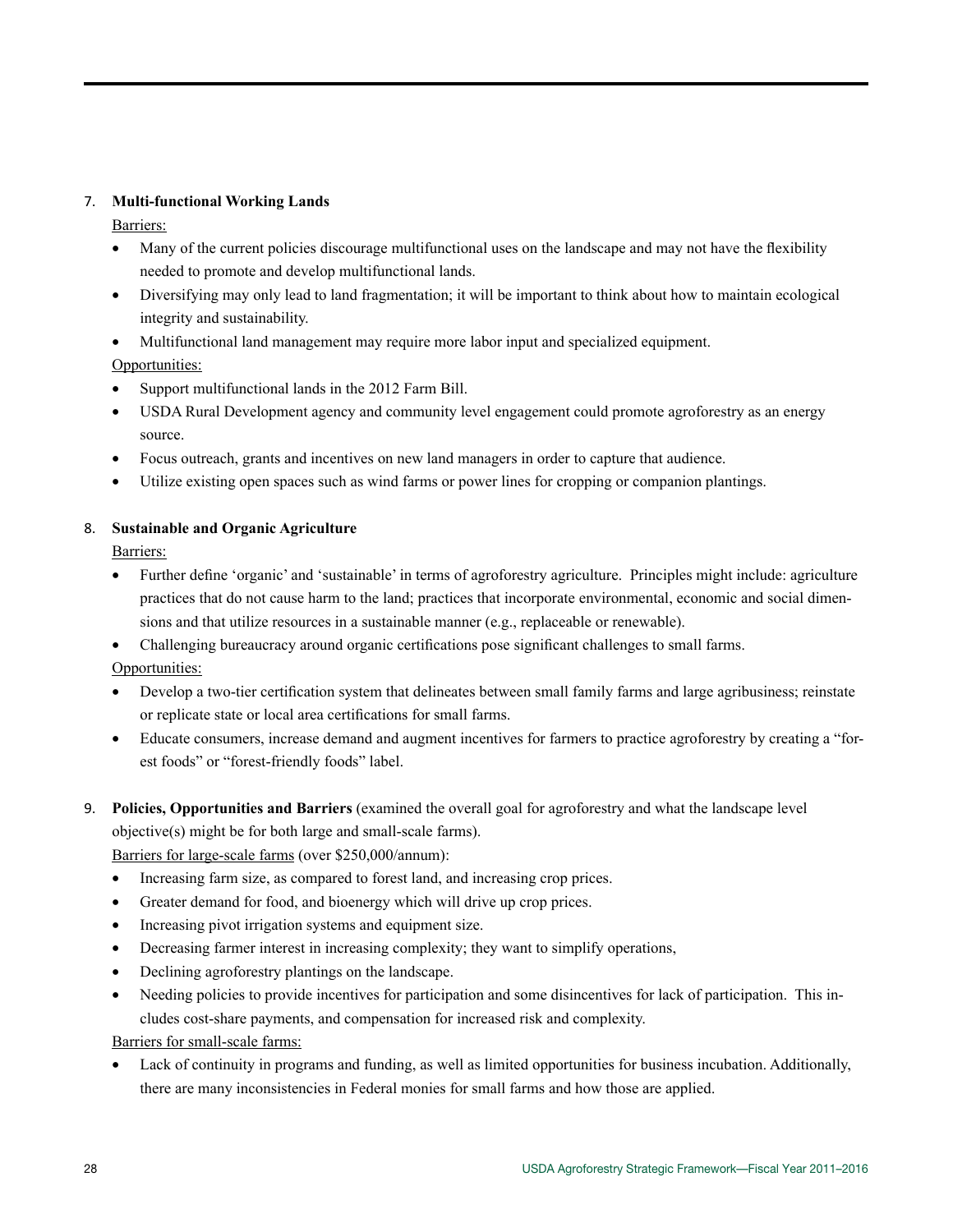7. **Multi-functional Working Lands**

   Barriers:

   - Many of the current policies discourage multifunctional uses on the landscape and may not have the flexibility needed to promote and develop multifunctional lands.
   - Diversifying may only lead to land fragmentation; it will be important to think about how to maintain ecological integrity and sustainability.
   - Multifunctional land management may require more labor input and specialized equipment.

   Opportunities:

   - Support multifunctional lands in the 2012 Farm Bill.
   - USDA Rural Development agency and community level engagement could promote agroforestry as an energy source.
   - Focus outreach, grants and incentives on new land managers in order to capture that audience.
   - Utilize existing open spaces such as wind farms or power lines for cropping or companion plantings.

8. **Sustainable and Organic Agriculture**

   Barriers:

   - Further define 'organic' and 'sustainable' in terms of agroforestry agriculture. Principles might include: agriculture practices that do not cause harm to the land; practices that incorporate environmental, economic and social dimensions and that utilize resources in a sustainable manner (e.g., replaceable or renewable).
   - Challenging bureaucracy around organic certifications pose significant challenges to small farms.

   Opportunities:

   - Develop a two-tier certification system that delineates between small family farms and large agribusiness; reinstate or replicate state or local area certifications for small farms.
   - Educate consumers, increase demand and augment incentives for farmers to practice agroforestry by creating a "forest foods" or "forest-friendly foods" label.

9. **Policies, Opportunities and Barriers** (examined the overall goal for agroforestry and what the landscape level objective(s) might be for both large and small-scale farms).

   Barriers for large-scale farms (over $250,000/annum):

   - Increasing farm size, as compared to forest land, and increasing crop prices.
   - Greater demand for food, and bioenergy which will drive up crop prices.
   - Increasing pivot irrigation systems and equipment size.
   - Decreasing farmer interest in increasing complexity; they want to simplify operations,
   - Declining agroforestry plantings on the landscape.
   - Needing policies to provide incentives for participation and some disincentives for lack of participation. This includes cost-share payments, and compensation for increased risk and complexity.

   Barriers for small-scale farms:

   - Lack of continuity in programs and funding, as well as limited opportunities for business incubation. Additionally, there are many inconsistencies in Federal monies for small farms and how those are applied.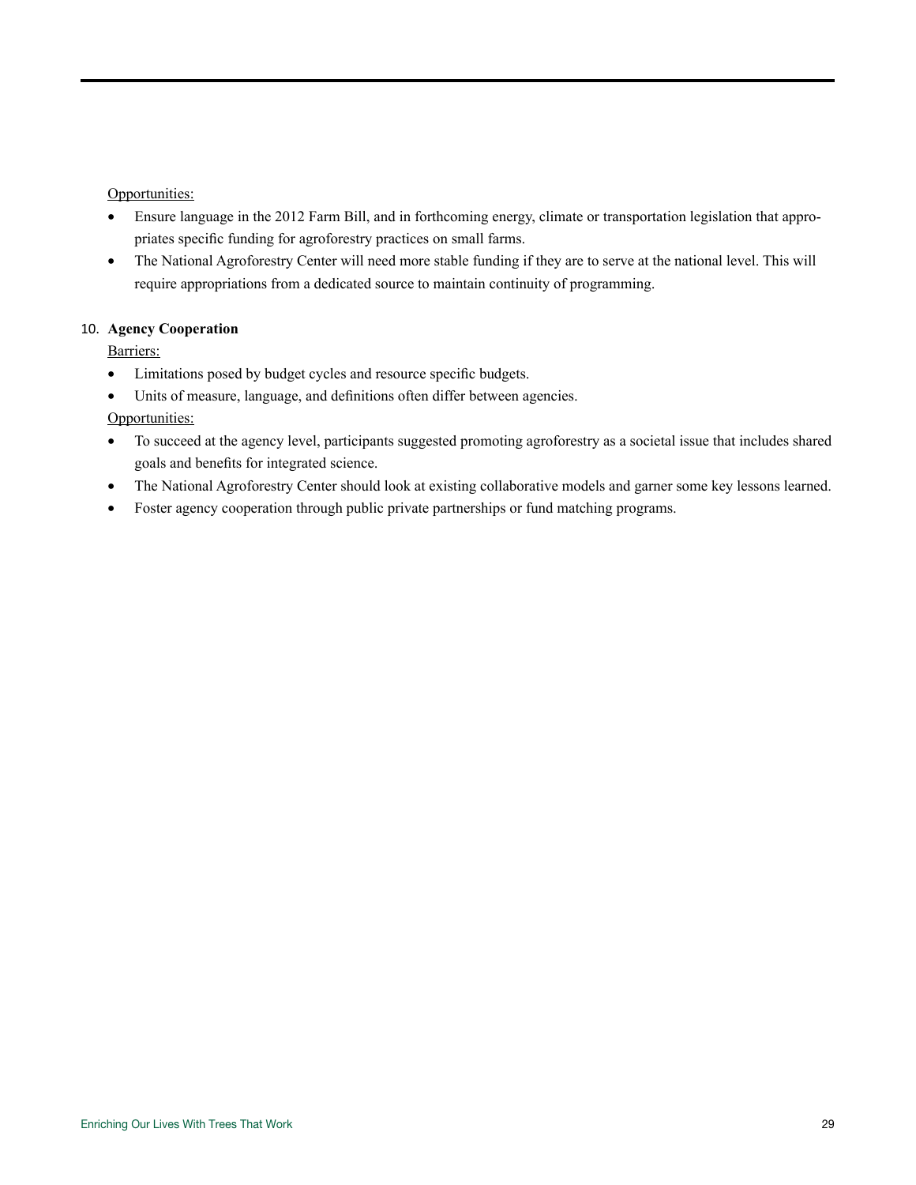Opportunities:

- Ensure language in the 2012 Farm Bill, and in forthcoming energy, climate or transportation legislation that appropriates specific funding for agroforestry practices on small farms.
- The National Agroforestry Center will need more stable funding if they are to serve at the national level. This will require appropriations from a dedicated source to maintain continuity of programming.

10. **Agency Cooperation**

Barriers:

- Limitations posed by budget cycles and resource specific budgets.
- Units of measure, language, and definitions often differ between agencies.

Opportunities:

- To succeed at the agency level, participants suggested promoting agroforestry as a societal issue that includes shared goals and benefits for integrated science.
- The National Agroforestry Center should look at existing collaborative models and garner some key lessons learned.
- Foster agency cooperation through public private partnerships or fund matching programs.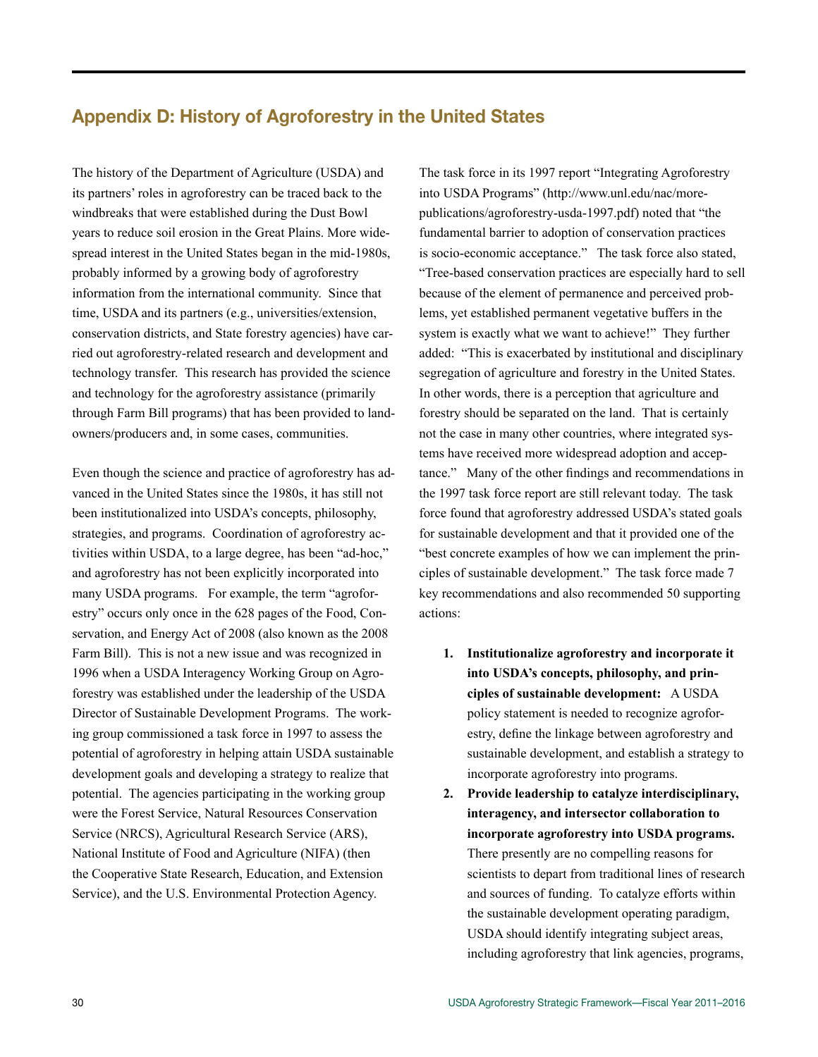## Appendix D: History of Agroforestry in the United States

The history of the Department of Agriculture (USDA) and its partners' roles in agroforestry can be traced back to the windbreaks that were established during the Dust Bowl years to reduce soil erosion in the Great Plains. More widespread interest in the United States began in the mid-1980s, probably informed by a growing body of agroforestry information from the international community. Since that time, USDA and its partners (e.g., universities/extension, conservation districts, and State forestry agencies) have carried out agroforestry-related research and development and technology transfer. This research has provided the science and technology for the agroforestry assistance (primarily through Farm Bill programs) that has been provided to landowners/producers and, in some cases, communities.

Even though the science and practice of agroforestry has advanced in the United States since the 1980s, it has still not been institutionalized into USDA's concepts, philosophy, strategies, and programs. Coordination of agroforestry activities within USDA, to a large degree, has been "ad-hoc," and agroforestry has not been explicitly incorporated into many USDA programs. For example, the term "agroforestry" occurs only once in the 628 pages of the Food, Conservation, and Energy Act of 2008 (also known as the 2008 Farm Bill). This is not a new issue and was recognized in 1996 when a USDA Interagency Working Group on Agroforestry was established under the leadership of the USDA Director of Sustainable Development Programs. The working group commissioned a task force in 1997 to assess the potential of agroforestry in helping attain USDA sustainable development goals and developing a strategy to realize that potential. The agencies participating in the working group were the Forest Service, Natural Resources Conservation Service (NRCS), Agricultural Research Service (ARS), National Institute of Food and Agriculture (NIFA) (then the Cooperative State Research, Education, and Extension Service), and the U.S. Environmental Protection Agency.

The task force in its 1997 report "Integrating Agroforestry into USDA Programs" (http://www.unl.edu/nac/morepublications/agroforestry-usda-1997.pdf) noted that "the fundamental barrier to adoption of conservation practices is socio-economic acceptance." The task force also stated, "Tree-based conservation practices are especially hard to sell because of the element of permanence and perceived problems, yet established permanent vegetative buffers in the system is exactly what we want to achieve!" They further added: "This is exacerbated by institutional and disciplinary segregation of agriculture and forestry in the United States. In other words, there is a perception that agriculture and forestry should be separated on the land. That is certainly not the case in many other countries, where integrated systems have received more widespread adoption and acceptance." Many of the other findings and recommendations in the 1997 task force report are still relevant today. The task force found that agroforestry addressed USDA's stated goals for sustainable development and that it provided one of the "best concrete examples of how we can implement the principles of sustainable development." The task force made 7 key recommendations and also recommended 50 supporting actions:

1. **Institutionalize agroforestry and incorporate it into USDA's concepts, philosophy, and principles of sustainable development:** A USDA policy statement is needed to recognize agroforestry, define the linkage between agroforestry and sustainable development, and establish a strategy to incorporate agroforestry into programs.
2. **Provide leadership to catalyze interdisciplinary, interagency, and intersector collaboration to incorporate agroforestry into USDA programs.** There presently are no compelling reasons for scientists to depart from traditional lines of research and sources of funding. To catalyze efforts within the sustainable development operating paradigm, USDA should identify integrating subject areas, including agroforestry that link agencies, programs,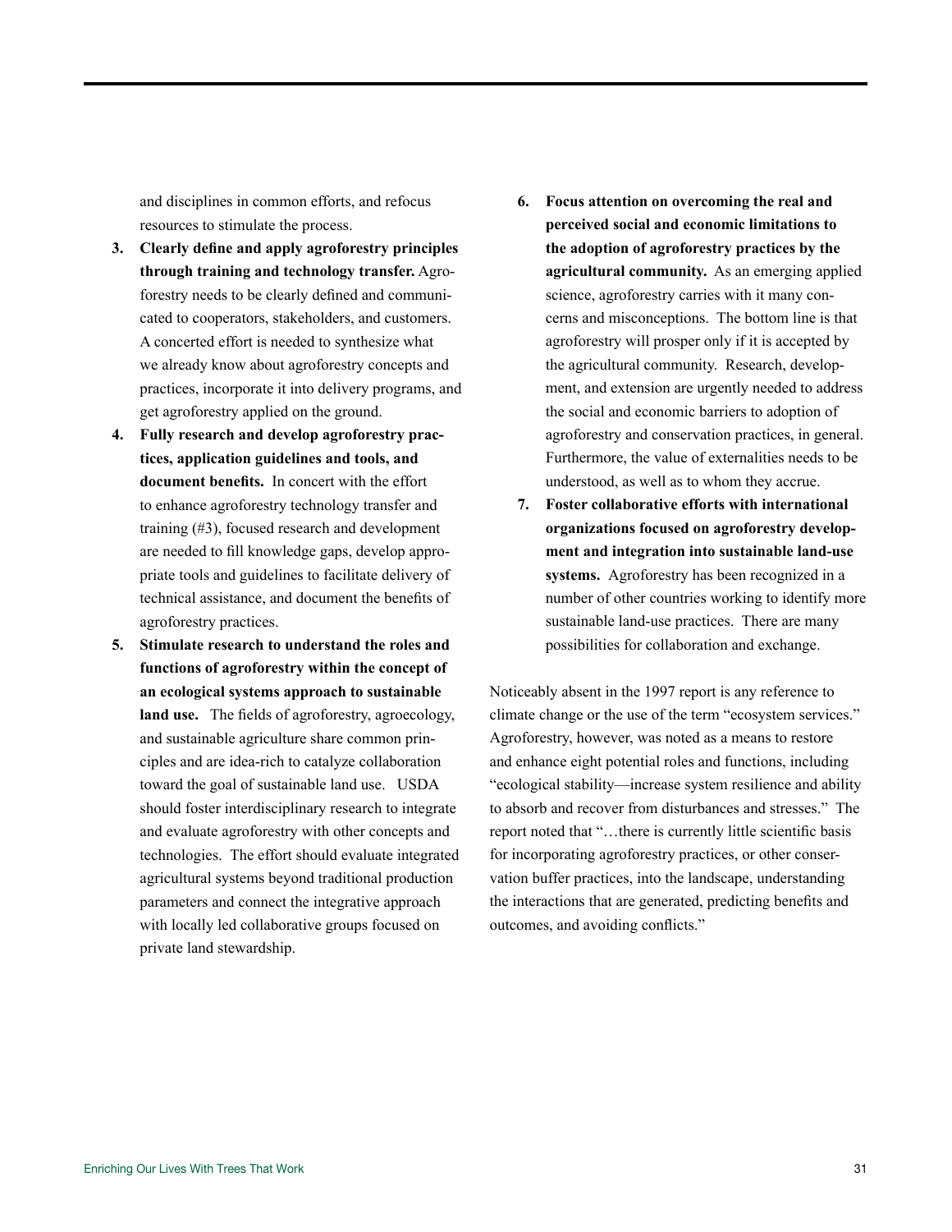and disciplines in common efforts, and refocus resources to stimulate the process.

3. **Clearly define and apply agroforestry principles through training and technology transfer.** Agroforestry needs to be clearly defined and communicated to cooperators, stakeholders, and customers. A concerted effort is needed to synthesize what we already know about agroforestry concepts and practices, incorporate it into delivery programs, and get agroforestry applied on the ground.
4. **Fully research and develop agroforestry practices, application guidelines and tools, and document benefits.** In concert with the effort to enhance agroforestry technology transfer and training (#3), focused research and development are needed to fill knowledge gaps, develop appropriate tools and guidelines to facilitate delivery of technical assistance, and document the benefits of agroforestry practices.
5. **Stimulate research to understand the roles and functions of agroforestry within the concept of an ecological systems approach to sustainable land use.** The fields of agroforestry, agroecology, and sustainable agriculture share common principles and are idea-rich to catalyze collaboration toward the goal of sustainable land use. USDA should foster interdisciplinary research to integrate and evaluate agroforestry with other concepts and technologies. The effort should evaluate integrated agricultural systems beyond traditional production parameters and connect the integrative approach with locally led collaborative groups focused on private land stewardship.
6. **Focus attention on overcoming the real and perceived social and economic limitations to the adoption of agroforestry practices by the agricultural community.** As an emerging applied science, agroforestry carries with it many concerns and misconceptions. The bottom line is that agroforestry will prosper only if it is accepted by the agricultural community. Research, development, and extension are urgently needed to address the social and economic barriers to adoption of agroforestry and conservation practices, in general. Furthermore, the value of externalities needs to be understood, as well as to whom they accrue.
7. **Foster collaborative efforts with international organizations focused on agroforestry development and integration into sustainable land-use systems.** Agroforestry has been recognized in a number of other countries working to identify more sustainable land-use practices. There are many possibilities for collaboration and exchange.

Noticeably absent in the 1997 report is any reference to climate change or the use of the term "ecosystem services." Agroforestry, however, was noted as a means to restore and enhance eight potential roles and functions, including "ecological stability—increase system resilience and ability to absorb and recover from disturbances and stresses." The report noted that "…there is currently little scientific basis for incorporating agroforestry practices, or other conservation buffer practices, into the landscape, understanding the interactions that are generated, predicting benefits and outcomes, and avoiding conflicts."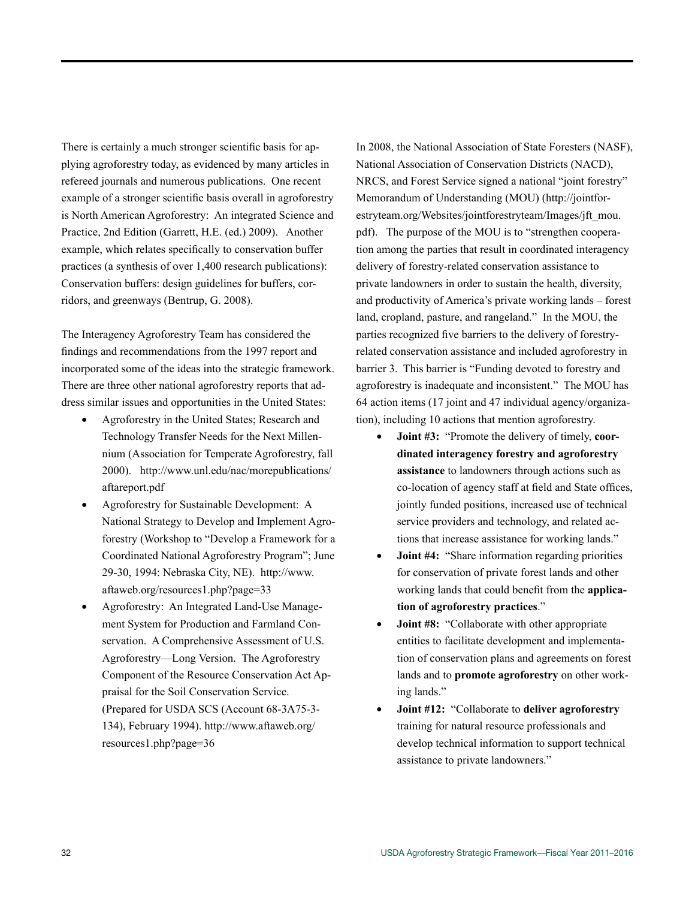There is certainly a much stronger scientific basis for applying agroforestry today, as evidenced by many articles in refereed journals and numerous publications. One recent example of a stronger scientific basis overall in agroforestry is North American Agroforestry: An integrated Science and Practice, 2nd Edition (Garrett, H.E. (ed.) 2009). Another example, which relates specifically to conservation buffer practices (a synthesis of over 1,400 research publications): Conservation buffers: design guidelines for buffers, corridors, and greenways (Bentrup, G. 2008).

The Interagency Agroforestry Team has considered the findings and recommendations from the 1997 report and incorporated some of the ideas into the strategic framework. There are three other national agroforestry reports that address similar issues and opportunities in the United States:

- Agroforestry in the United States; Research and Technology Transfer Needs for the Next Millennium (Association for Temperate Agroforestry, fall 2000). http://www.unl.edu/nac/morepublications/aftareport.pdf
- Agroforestry for Sustainable Development: A National Strategy to Develop and Implement Agroforestry (Workshop to "Develop a Framework for a Coordinated National Agroforestry Program"; June 29-30, 1994: Nebraska City, NE). http://www.aftaweb.org/resources1.php?page=33
- Agroforestry: An Integrated Land-Use Management System for Production and Farmland Conservation. A Comprehensive Assessment of U.S. Agroforestry—Long Version. The Agroforestry Component of the Resource Conservation Act Appraisal for the Soil Conservation Service. (Prepared for USDA SCS (Account 68-3A75-3-134), February 1994). http://www.aftaweb.org/resources1.php?page=36

In 2008, the National Association of State Foresters (NASF), National Association of Conservation Districts (NACD), NRCS, and Forest Service signed a national "joint forestry" Memorandum of Understanding (MOU) (http://jointforestryteam.org/Websites/jointforestryteam/Images/jft_mou.pdf). The purpose of the MOU is to "strengthen cooperation among the parties that result in coordinated interagency delivery of forestry-related conservation assistance to private landowners in order to sustain the health, diversity, and productivity of America's private working lands – forest land, cropland, pasture, and rangeland." In the MOU, the parties recognized five barriers to the delivery of forestry-related conservation assistance and included agroforestry in barrier 3. This barrier is "Funding devoted to forestry and agroforestry is inadequate and inconsistent." The MOU has 64 action items (17 joint and 47 individual agency/organization), including 10 actions that mention agroforestry.

- **Joint #3:** "Promote the delivery of timely, **coordinated interagency forestry and agroforestry assistance** to landowners through actions such as co-location of agency staff at field and State offices, jointly funded positions, increased use of technical service providers and technology, and related actions that increase assistance for working lands."
- **Joint #4:** "Share information regarding priorities for conservation of private forest lands and other working lands that could benefit from the **application of agroforestry practices**."
- **Joint #8:** "Collaborate with other appropriate entities to facilitate development and implementation of conservation plans and agreements on forest lands and to **promote agroforestry** on other working lands."
- **Joint #12:** "Collaborate to **deliver agroforestry** training for natural resource professionals and develop technical information to support technical assistance to private landowners."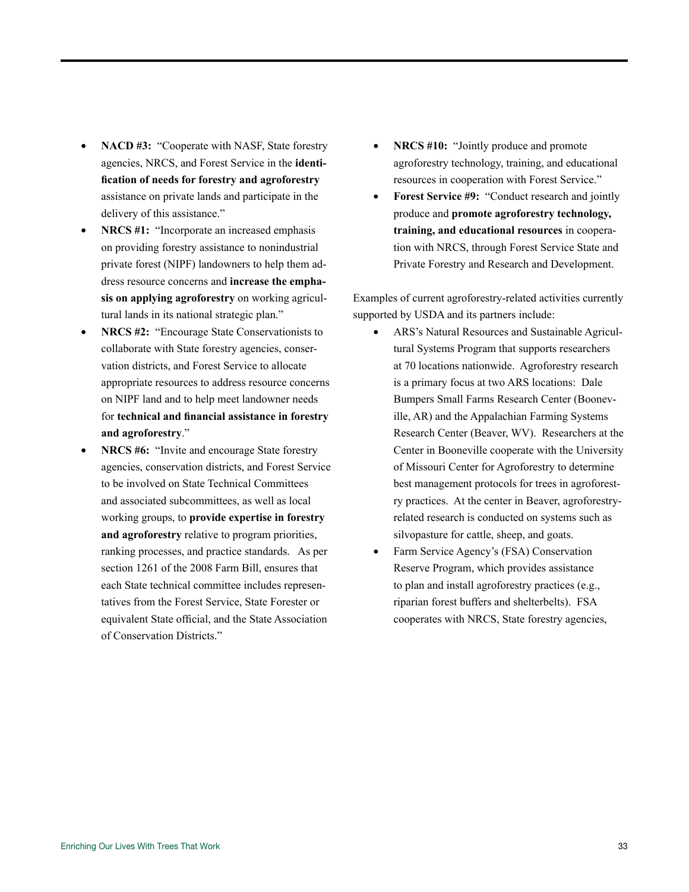- **NACD #3:** "Cooperate with NASF, State forestry agencies, NRCS, and Forest Service in the **identification of needs for forestry and agroforestry** assistance on private lands and participate in the delivery of this assistance."
- **NRCS #1:** "Incorporate an increased emphasis on providing forestry assistance to nonindustrial private forest (NIPF) landowners to help them address resource concerns and **increase the emphasis on applying agroforestry** on working agricultural lands in its national strategic plan."
- **NRCS #2:** "Encourage State Conservationists to collaborate with State forestry agencies, conservation districts, and Forest Service to allocate appropriate resources to address resource concerns on NIPF land and to help meet landowner needs for **technical and financial assistance in forestry and agroforestry**."
- **NRCS #6:** "Invite and encourage State forestry agencies, conservation districts, and Forest Service to be involved on State Technical Committees and associated subcommittees, as well as local working groups, to **provide expertise in forestry and agroforestry** relative to program priorities, ranking processes, and practice standards. As per section 1261 of the 2008 Farm Bill, ensures that each State technical committee includes representatives from the Forest Service, State Forester or equivalent State official, and the State Association of Conservation Districts."
- **NRCS #10:** "Jointly produce and promote agroforestry technology, training, and educational resources in cooperation with Forest Service."
- **Forest Service #9:** "Conduct research and jointly produce and **promote agroforestry technology, training, and educational resources** in cooperation with NRCS, through Forest Service State and Private Forestry and Research and Development.

Examples of current agroforestry-related activities currently supported by USDA and its partners include:

- ARS's Natural Resources and Sustainable Agricultural Systems Program that supports researchers at 70 locations nationwide. Agroforestry research is a primary focus at two ARS locations: Dale Bumpers Small Farms Research Center (Booneville, AR) and the Appalachian Farming Systems Research Center (Beaver, WV). Researchers at the Center in Booneville cooperate with the University of Missouri Center for Agroforestry to determine best management protocols for trees in agroforestry practices. At the center in Beaver, agroforestry-related research is conducted on systems such as silvopasture for cattle, sheep, and goats.
- Farm Service Agency's (FSA) Conservation Reserve Program, which provides assistance to plan and install agroforestry practices (e.g., riparian forest buffers and shelterbelts). FSA cooperates with NRCS, State forestry agencies,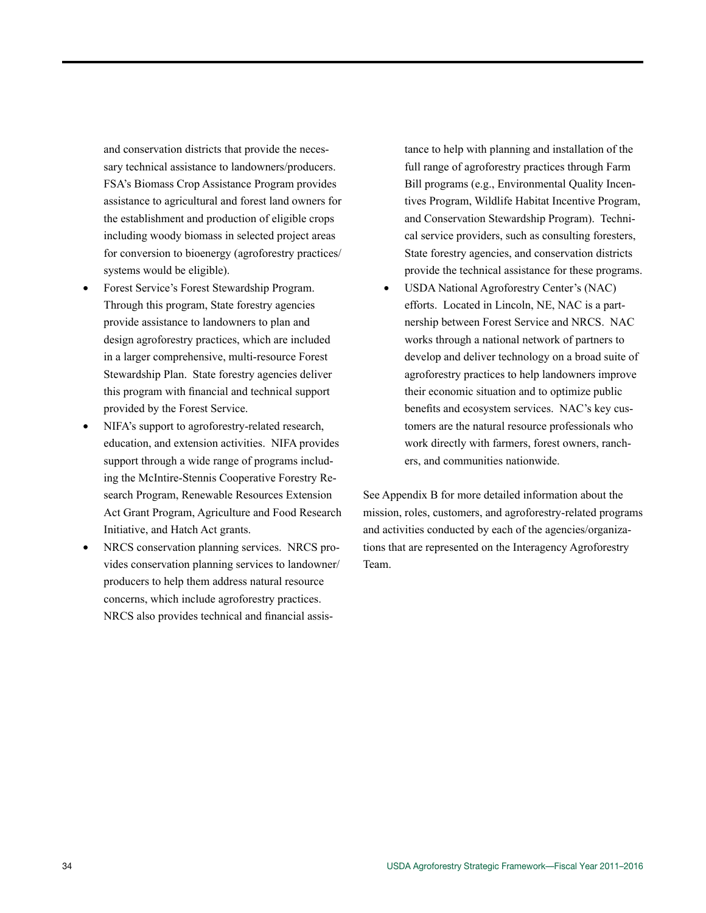and conservation districts that provide the necessary technical assistance to landowners/producers. FSA's Biomass Crop Assistance Program provides assistance to agricultural and forest land owners for the establishment and production of eligible crops including woody biomass in selected project areas for conversion to bioenergy (agroforestry practices/ systems would be eligible).

- Forest Service's Forest Stewardship Program. Through this program, State forestry agencies provide assistance to landowners to plan and design agroforestry practices, which are included in a larger comprehensive, multi-resource Forest Stewardship Plan. State forestry agencies deliver this program with financial and technical support provided by the Forest Service.
- NIFA's support to agroforestry-related research, education, and extension activities. NIFA provides support through a wide range of programs including the McIntire-Stennis Cooperative Forestry Research Program, Renewable Resources Extension Act Grant Program, Agriculture and Food Research Initiative, and Hatch Act grants.
- NRCS conservation planning services. NRCS provides conservation planning services to landowner/ producers to help them address natural resource concerns, which include agroforestry practices. NRCS also provides technical and financial assistance to help with planning and installation of the full range of agroforestry practices through Farm Bill programs (e.g., Environmental Quality Incentives Program, Wildlife Habitat Incentive Program, and Conservation Stewardship Program). Technical service providers, such as consulting foresters, State forestry agencies, and conservation districts provide the technical assistance for these programs.
- USDA National Agroforestry Center's (NAC) efforts. Located in Lincoln, NE, NAC is a partnership between Forest Service and NRCS. NAC works through a national network of partners to develop and deliver technology on a broad suite of agroforestry practices to help landowners improve their economic situation and to optimize public benefits and ecosystem services. NAC's key customers are the natural resource professionals who work directly with farmers, forest owners, ranchers, and communities nationwide.

See Appendix B for more detailed information about the mission, roles, customers, and agroforestry-related programs and activities conducted by each of the agencies/organizations that are represented on the Interagency Agroforestry Team.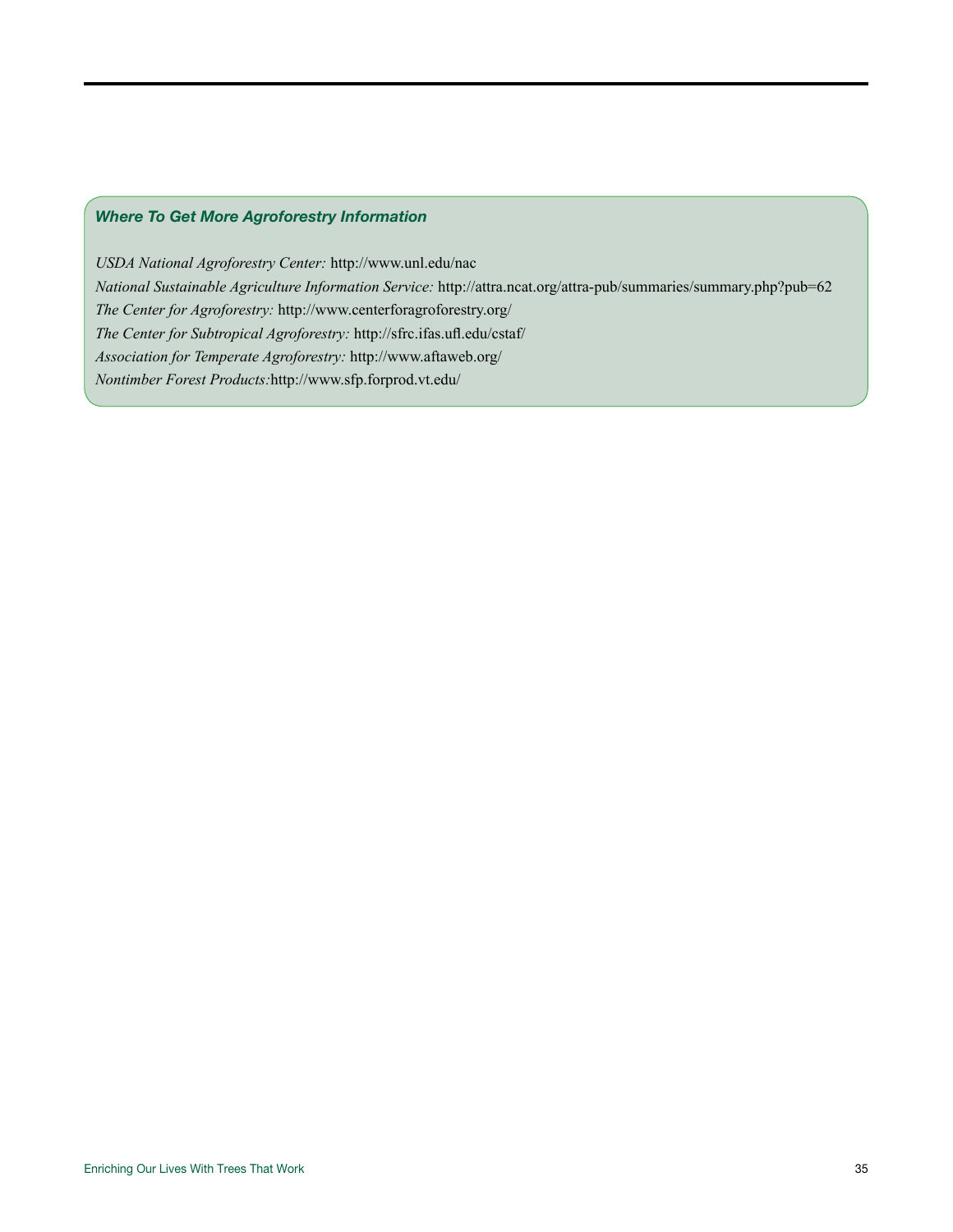### *Where To Get More Agroforestry Information*

*USDA National Agroforestry Center:* http://www.unl.edu/nac
*National Sustainable Agriculture Information Service:* http://attra.ncat.org/attra-pub/summaries/summary.php?pub=62
*The Center for Agroforestry:* http://www.centerforagroforestry.org/
*The Center for Subtropical Agroforestry:* http://sfrc.ifas.ufl.edu/cstaf/
*Association for Temperate Agroforestry:* http://www.aftaweb.org/
*Nontimber Forest Products:*http://www.sfp.forprod.vt.edu/